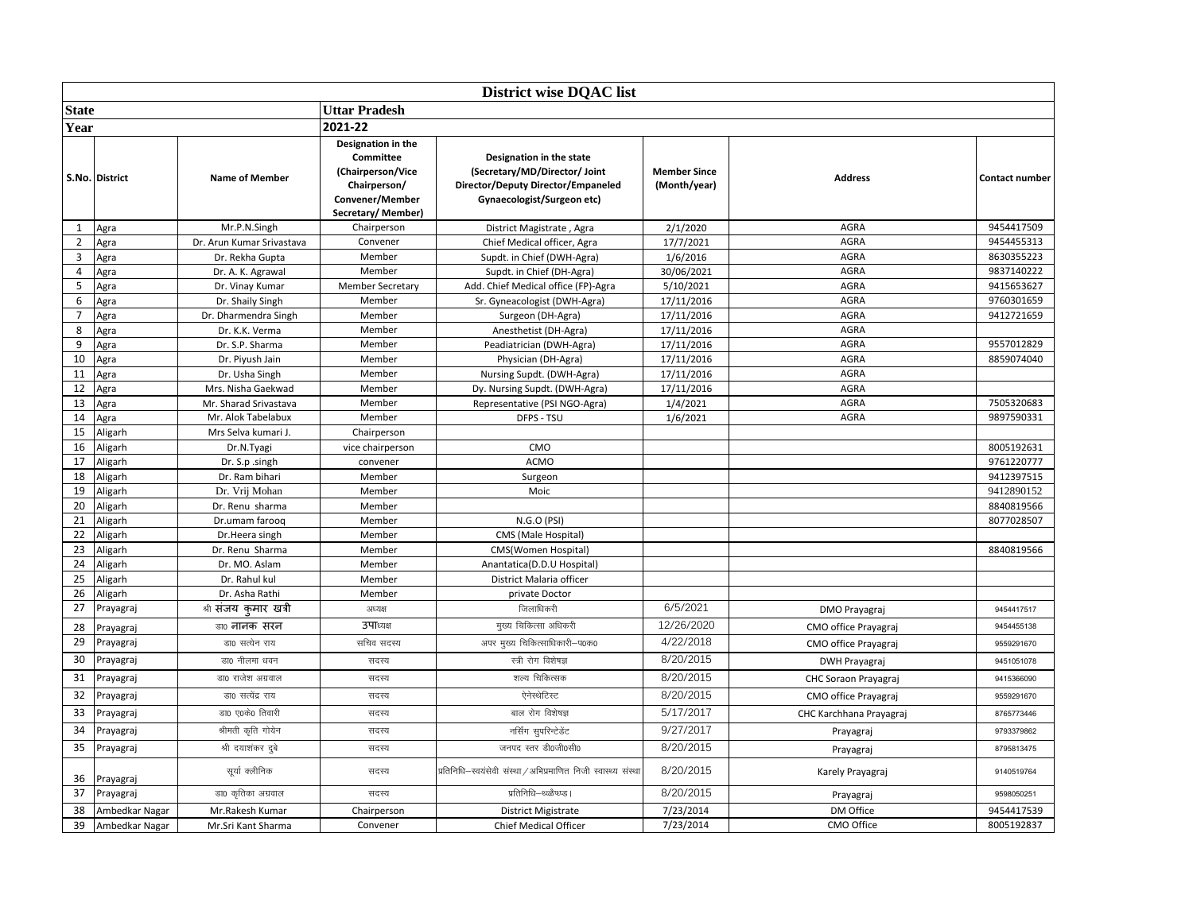| District wise DQAC list | | | | | | | |
|---|---|---|---|---|---|---|---|
| **State** | | **Uttar Pradesh** | | | | | |
| **Year** | | **2021-22** | | | | | |
| **S.No.** | **District** | **Name of Member** | **Designation in the Committee (Chairperson/Vice Chairperson/ Convener/Member Secretary/ Member)** | **Designation in the state (Secretary/MD/Director/ Joint Director/Deputy Director/Empaneled Gynaecologist/Surgeon etc)** | **Member Since (Month/year)** | **Address** | **Contact number** |
| 1 | Agra | Mr.P.N.Singh | Chairperson | District Magistrate , Agra | 2/1/2020 | AGRA | 9454417509 |
| 2 | Agra | Dr. Arun Kumar Srivastava | Convener | Chief Medical officer, Agra | 17/7/2021 | AGRA | 9454455313 |
| 3 | Agra | Dr. Rekha Gupta | Member | Supdt. in Chief (DWH-Agra) | 1/6/2016 | AGRA | 8630355223 |
| 4 | Agra | Dr. A. K. Agrawal | Member | Supdt. in Chief (DH-Agra) | 30/06/2021 | AGRA | 9837140222 |
| 5 | Agra | Dr. Vinay Kumar | Member Secretary | Add. Chief Medical office (FP)-Agra | 5/10/2021 | AGRA | 9415653627 |
| 6 | Agra | Dr. Shaily Singh | Member | Sr. Gyneacologist (DWH-Agra) | 17/11/2016 | AGRA | 9760301659 |
| 7 | Agra | Dr. Dharmendra Singh | Member | Surgeon (DH-Agra) | 17/11/2016 | AGRA | 9412721659 |
| 8 | Agra | Dr. K.K. Verma | Member | Anesthetist (DH-Agra) | 17/11/2016 | AGRA | |
| 9 | Agra | Dr. S.P. Sharma | Member | Peadiatrician (DWH-Agra) | 17/11/2016 | AGRA | 9557012829 |
| 10 | Agra | Dr. Piyush Jain | Member | Physician (DH-Agra) | 17/11/2016 | AGRA | 8859074040 |
| 11 | Agra | Dr. Usha Singh | Member | Nursing Supdt. (DWH-Agra) | 17/11/2016 | AGRA | |
| 12 | Agra | Mrs. Nisha Gaekwad | Member | Dy. Nursing Supdt. (DWH-Agra) | 17/11/2016 | AGRA | |
| 13 | Agra | Mr. Sharad Srivastava | Member | Representative (PSI NGO-Agra) | 1/4/2021 | AGRA | 7505320683 |
| 14 | Agra | Mr. Alok Tabelabux | Member | DFPS - TSU | 1/6/2021 | AGRA | 9897590331 |
| 15 | Aligarh | Mrs Selva kumari J. | Chairperson | | | | |
| 16 | Aligarh | Dr.N.Tyagi | vice chairperson | CMO | | | 8005192631 |
| 17 | Aligarh | Dr. S.p .singh | convener | ACMO | | | 9761220777 |
| 18 | Aligarh | Dr. Ram bihari | Member | Surgeon | | | 9412397515 |
| 19 | Aligarh | Dr. Vrij Mohan | Member | Moic | | | 9412890152 |
| 20 | Aligarh | Dr. Renu sharma | Member | | | | 8840819566 |
| 21 | Aligarh | Dr.umam farooq | Member | N.G.O (PSI) | | | 8077028507 |
| 22 | Aligarh | Dr.Heera singh | Member | CMS (Male Hospital) | | | |
| 23 | Aligarh | Dr. Renu Sharma | Member | CMS(Women Hospital) | | | 8840819566 |
| 24 | Aligarh | Dr. MO. Aslam | Member | Anantatica(D.D.U Hospital) | | | |
| 25 | Aligarh | Dr. Rahul kul | Member | District Malaria officer | | | |
| 26 | Aligarh | Dr. Asha Rathi | Member | private Doctor | | | |
| 27 | Prayagraj | श्री संजय कुमार खत्री | अध्यक्ष | जिलाधिकारी | 6/5/2021 | DMO Prayagraj | 9454417517 |
| 28 | Prayagraj | डा0 नानक सरन | उपाध्यक्ष | मुख्य चिकित्सा अधिकारी | 12/26/2020 | CMO office Prayagraj | 9454455138 |
| 29 | Prayagraj | डा0 सत्येन राय | सचिव सदस्य | अपर मुख्य चिकित्साधिकारी–प0क0 | 4/22/2018 | CMO office Prayagraj | 9559291670 |
| 30 | Prayagraj | डा0 नीलमा धवन | सदस्य | स्त्री रोग विशेषज्ञ | 8/20/2015 | DWH Prayagraj | 9451051078 |
| 31 | Prayagraj | डा0 राजेश अग्रवाल | सदस्य | शल्य चिकित्सक | 8/20/2015 | CHC Soraon Prayagraj | 9415366090 |
| 32 | Prayagraj | डा0 सत्येंद्र राय | सदस्य | ऐनेस्थेटिस्ट | 8/20/2015 | CMO office Prayagraj | 9559291670 |
| 33 | Prayagraj | डा0 ए0के0 तिवारी | सदस्य | बाल रोग विशेषज्ञ | 5/17/2017 | CHC Karchhana Prayagraj | 8765773446 |
| 34 | Prayagraj | श्रीमती कृति गोयेन | सदस्य | नर्सिंग सुपरिन्टेडेंट | 9/27/2017 | Prayagraj | 9793379862 |
| 35 | Prayagraj | श्री दयाशंकर दुबे | सदस्य | जनपद स्तर डी0जी0सी0 | 8/20/2015 | Prayagraj | 8795813475 |
| 36 | Prayagraj | सूर्या क्लीनिक | सदस्य | प्रतिनिधि–स्वयंसेवी संस्था/अभिप्रमाणित निजी स्वास्थ्य संस्था | 8/20/2015 | Karely Prayagraj | 9140519764 |
| 37 | Prayagraj | डा0 कृतिका अग्रवाल | सदस्य | प्रतिनिधि–थ्ळैप्प्ड। | 8/20/2015 | Prayagraj | 9598050251 |
| 38 | Ambedkar Nagar | Mr.Rakesh Kumar | Chairperson | District Migistrate | 7/23/2014 | DM Office | 9454417539 |
| 39 | Ambedkar Nagar | Mr.Sri Kant Sharma | Convener | Chief Medical Officer | 7/23/2014 | CMO Office | 8005192837 |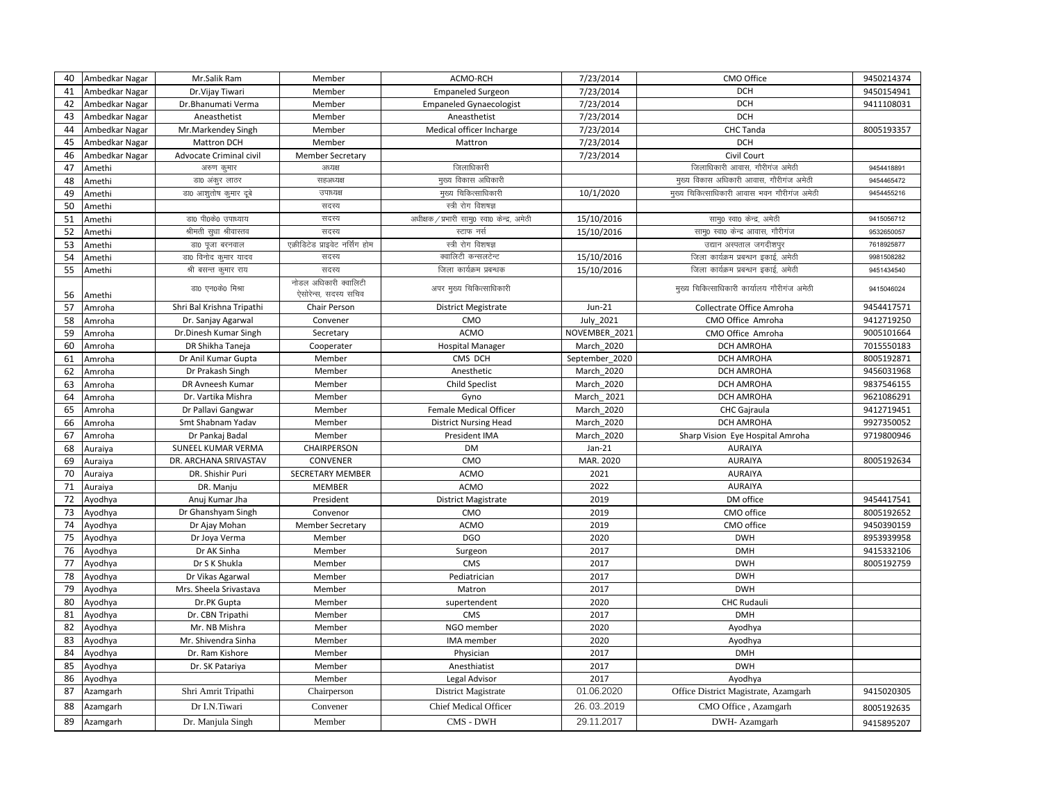| 40 | Ambedkar Nagar | Mr.Salik Ram | Member | ACMO-RCH | 7/23/2014 | CMO Office | 9450214374 |
|---|---|---|---|---|---|---|---|
| 41 | Ambedkar Nagar | Dr.Vijay Tiwari | Member | Empaneled Surgeon | 7/23/2014 | DCH | 9450154941 |
| 42 | Ambedkar Nagar | Dr.Bhanumati Verma | Member | Empaneled Gynaecologist | 7/23/2014 | DCH | 9411108031 |
| 43 | Ambedkar Nagar | Aneasthetist | Member | Aneasthetist | 7/23/2014 | DCH | |
| 44 | Ambedkar Nagar | Mr.Markendey Singh | Member | Medical officer Incharge | 7/23/2014 | CHC Tanda | 8005193357 |
| 45 | Ambedkar Nagar | Mattron DCH | Member | Mattron | 7/23/2014 | DCH | |
| 46 | Ambedkar Nagar | Advocate Criminal civil | Member Secretary | | 7/23/2014 | Civil Court | |
| 47 | Amethi | अरुण कुमार | अध्यक्ष | जिलाधिकारी | | जिलाधिकारी आवास, गौरीगंज अमेठी | 9454418891 |
| 48 | Amethi | डा0 अंकुर लाठर | सहअध्यक्ष | मुख्य विकास अधिकारी | | मुख्य विकास अधिकारी आवास, गौरीगंज अमेठी | 9454465472 |
| 49 | Amethi | डा0 आशुतोष कुमार दूबे | उपाध्यक्ष | मुख्य चिकित्साधिकारी | 10/1/2020 | मुख्य चिकित्साधिकारी आवास भवन गौरीगंज अमेठी | 9454455216 |
| 50 | Amethi | | सदस्य | स्त्री रोग विशषज्ञ | | | |
| 51 | Amethi | डा0 पी0के0 उपाध्याय | सदस्य | अधीक्षक / प्रभारी सामु0 स्वा0 केन्द्र, अमेठी | 15/10/2016 | सामु0 स्वा0 केन्द्र, अमेठी | 9415056712 |
| 52 | Amethi | श्रीमती सुधा श्रीवास्तव | सदस्य | स्टाफ नर्स | 15/10/2016 | सामु0 स्वा0 केन्द्र आवास, गौरीगंज | 9532650057 |
| 53 | Amethi | डा0 पूजा बरनवाल | एक्रीडिटेड प्राइवेट नर्सिंग होम | स्त्री रोग विशषज्ञ | | उद्यान अस्पताल जगदीशपुर | 7618925877 |
| 54 | Amethi | डा0 विनोद कुमार यादव | सदस्य | क्वालिटी कन्सलटेन्ट | 15/10/2016 | जिला कार्यक्रम प्रबन्धन इकाई, अमेठी | 9981508282 |
| 55 | Amethi | श्री बसन्त कुमार राय | सदस्य | जिला कार्यक्रम प्रबन्धक | 15/10/2016 | जिला कार्यक्रम प्रबन्धन इकाई, अमेठी | 9451434540 |
| 56 | Amethi | डा0 एन0के0 मिश्रा | नोडल अधिकारी क्वालिटी ऐसोरेन्स, सदस्य सचिव | अपर मुख्य चिकित्साधिकारी | | मुख्य चिकित्साधिकारी कार्यालय गौरीगंज अमेठी | 9415046024 |
| 57 | Amroha | Shri Bal Krishna Tripathi | Chair Person | District Megistrate | Jun-21 | Collectrate Office Amroha | 9454417571 |
| 58 | Amroha | Dr. Sanjay Agarwal | Convener | CMO | July_2021 | CMO Office Amroha | 9412719250 |
| 59 | Amroha | Dr.Dinesh Kumar Singh | Secretary | ACMO | NOVEMBER_2021 | CMO Office Amroha | 9005101664 |
| 60 | Amroha | DR Shikha Taneja | Cooperater | Hospital Manager | March_2020 | DCH AMROHA | 7015550183 |
| 61 | Amroha | Dr Anil Kumar Gupta | Member | CMS DCH | September_2020 | DCH AMROHA | 8005192871 |
| 62 | Amroha | Dr Prakash Singh | Member | Anesthetic | March_2020 | DCH AMROHA | 9456031968 |
| 63 | Amroha | DR Avneesh Kumar | Member | Child Speclist | March_2020 | DCH AMROHA | 9837546155 |
| 64 | Amroha | Dr. Vartika Mishra | Member | Gyno | March_ 2021 | DCH AMROHA | 9621086291 |
| 65 | Amroha | Dr Pallavi Gangwar | Member | Female Medical Officer | March_2020 | CHC Gajraula | 9412719451 |
| 66 | Amroha | Smt Shabnam Yadav | Member | District Nursing Head | March_2020 | DCH AMROHA | 9927350052 |
| 67 | Amroha | Dr Pankaj Badal | Member | President IMA | March_2020 | Sharp Vision Eye Hospital Amroha | 9719800946 |
| 68 | Auraiya | SUNEEL KUMAR VERMA | CHAIRPERSON | DM | Jan-21 | AURAIYA | |
| 69 | Auraiya | DR. ARCHANA SRIVASTAV | CONVENER | CMO | MAR. 2020 | AURAIYA | 8005192634 |
| 70 | Auraiya | DR. Shishir Puri | SECRETARY MEMBER | ACMO | 2021 | AURAIYA | |
| 71 | Auraiya | DR. Manju | MEMBER | ACMO | 2022 | AURAIYA | |
| 72 | Ayodhya | Anuj Kumar Jha | President | District Magistrate | 2019 | DM office | 9454417541 |
| 73 | Ayodhya | Dr Ghanshyam Singh | Convenor | CMO | 2019 | CMO office | 8005192652 |
| 74 | Ayodhya | Dr Ajay Mohan | Member Secretary | ACMO | 2019 | CMO office | 9450390159 |
| 75 | Ayodhya | Dr Joya Verma | Member | DGO | 2020 | DWH | 8953939958 |
| 76 | Ayodhya | Dr AK Sinha | Member | Surgeon | 2017 | DMH | 9415332106 |
| 77 | Ayodhya | Dr S K Shukla | Member | CMS | 2017 | DWH | 8005192759 |
| 78 | Ayodhya | Dr Vikas Agarwal | Member | Pediatrician | 2017 | DWH | |
| 79 | Ayodhya | Mrs. Sheela Srivastava | Member | Matron | 2017 | DWH | |
| 80 | Ayodhya | Dr.PK Gupta | Member | supertendent | 2020 | CHC Rudauli | |
| 81 | Ayodhya | Dr. CBN Tripathi | Member | CMS | 2017 | DMH | |
| 82 | Ayodhya | Mr. NB Mishra | Member | NGO member | 2020 | Ayodhya | |
| 83 | Ayodhya | Mr. Shivendra Sinha | Member | IMA member | 2020 | Ayodhya | |
| 84 | Ayodhya | Dr. Ram Kishore | Member | Physician | 2017 | DMH | |
| 85 | Ayodhya | Dr. SK Patariya | Member | Anesthiatist | 2017 | DWH | |
| 86 | Ayodhya | | Member | Legal Advisor | 2017 | Ayodhya | |
| 87 | Azamgarh | Shri Amrit Tripathi | Chairperson | District Magistrate | 01.06.2020 | Office District Magistrate, Azamgarh | 9415020305 |
| 88 | Azamgarh | Dr I.N.Tiwari | Convener | Chief Medical Officer | 26. 03..2019 | CMO Office , Azamgarh | 8005192635 |
| 89 | Azamgarh | Dr. Manjula Singh | Member | CMS - DWH | 29.11.2017 | DWH- Azamgarh | 9415895207 |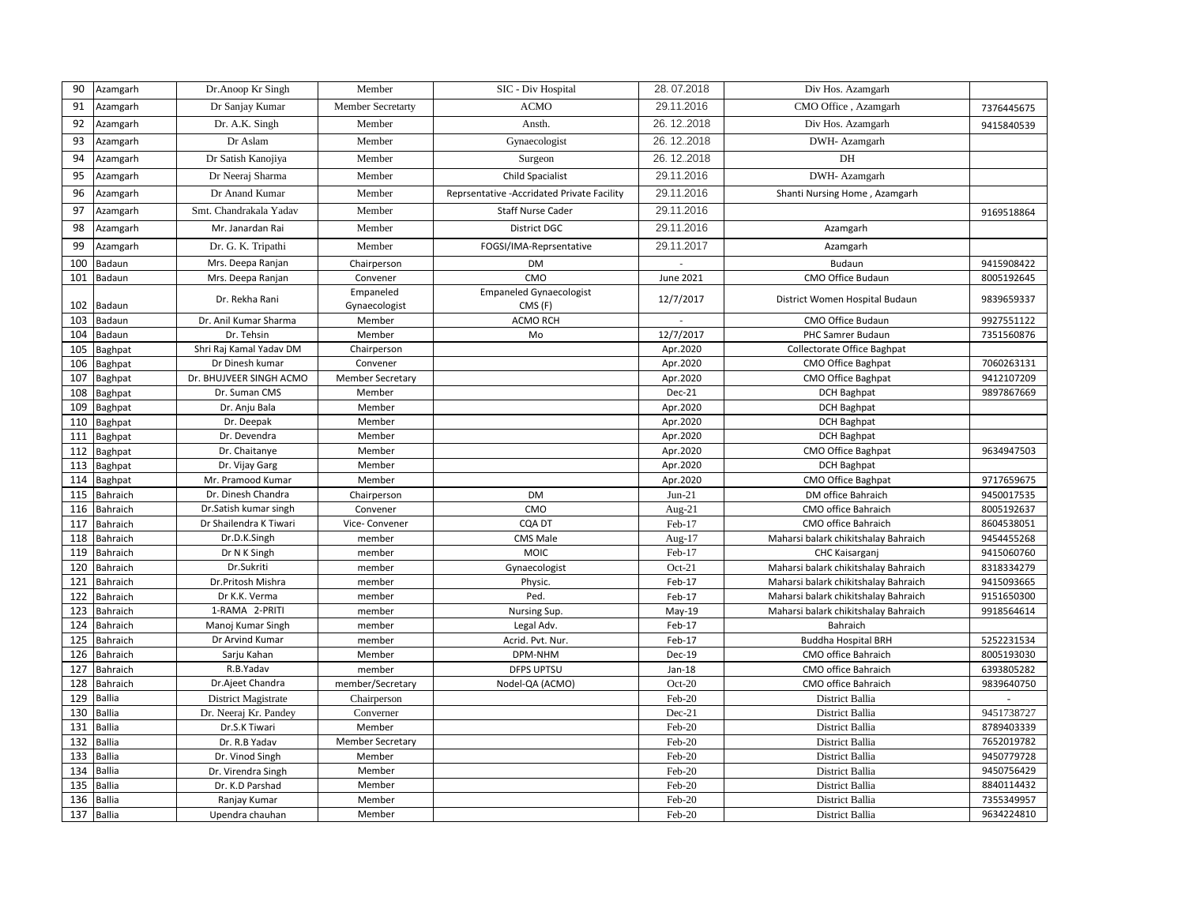| 90 | Azamgarh | Dr.Anoop Kr Singh | Member | SIC - Div Hospital | 28. 07.2018 | Div Hos. Azamgarh | |
|---|---|---|---|---|---|---|---|
| 91 | Azamgarh | Dr Sanjay Kumar | Member Secretarty | ACMO | 29.11.2016 | CMO Office , Azamgarh | 7376445675 |
| 92 | Azamgarh | Dr. A.K. Singh | Member | Ansth. | 26. 12..2018 | Div Hos. Azamgarh | 9415840539 |
| 93 | Azamgarh | Dr Aslam | Member | Gynaecologist | 26. 12..2018 | DWH- Azamgarh | |
| 94 | Azamgarh | Dr Satish Kanojiya | Member | Surgeon | 26. 12..2018 | DH | |
| 95 | Azamgarh | Dr Neeraj Sharma | Member | Child Spacialist | 29.11.2016 | DWH- Azamgarh | |
| 96 | Azamgarh | Dr Anand Kumar | Member | Reprsentative -Accridated Private Facility | 29.11.2016 | Shanti Nursing Home , Azamgarh | |
| 97 | Azamgarh | Smt. Chandrakala Yadav | Member | Staff Nurse Cader | 29.11.2016 | | 9169518864 |
| 98 | Azamgarh | Mr. Janardan Rai | Member | District DGC | 29.11.2016 | Azamgarh | |
| 99 | Azamgarh | Dr. G. K. Tripathi | Member | FOGSI/IMA-Reprsentative | 29.11.2017 | Azamgarh | |
| 100 | Badaun | Mrs. Deepa Ranjan | Chairperson | DM | - | Budaun | 9415908422 |
| 101 | Badaun | Mrs. Deepa Ranjan | Convener | CMO | June 2021 | CMO Office Budaun | 8005192645 |
| 102 | Badaun | Dr. Rekha Rani | Empaneled Gynaecologist | Empaneled Gynaecologist CMS (F) | 12/7/2017 | District Women Hospital Budaun | 9839659337 |
| 103 | Badaun | Dr. Anil Kumar Sharma | Member | ACMO RCH | - | CMO Office Budaun | 9927551122 |
| 104 | Badaun | Dr. Tehsin | Member | Mo | 12/7/2017 | PHC Samrer Budaun | 7351560876 |
| 105 | Baghpat | Shri Raj Kamal Yadav DM | Chairperson | | Apr.2020 | Collectorate Office Baghpat | |
| 106 | Baghpat | Dr Dinesh kumar | Convener | | Apr.2020 | CMO Office Baghpat | 7060263131 |
| 107 | Baghpat | Dr. BHUJVEER SINGH ACMO | Member Secretary | | Apr.2020 | CMO Office Baghpat | 9412107209 |
| 108 | Baghpat | Dr. Suman CMS | Member | | Dec-21 | DCH Baghpat | 9897867669 |
| 109 | Baghpat | Dr. Anju Bala | Member | | Apr.2020 | DCH Baghpat | |
| 110 | Baghpat | Dr. Deepak | Member | | Apr.2020 | DCH Baghpat | |
| 111 | Baghpat | Dr. Devendra | Member | | Apr.2020 | DCH Baghpat | |
| 112 | Baghpat | Dr. Chaitanye | Member | | Apr.2020 | CMO Office Baghpat | 9634947503 |
| 113 | Baghpat | Dr. Vijay Garg | Member | | Apr.2020 | DCH Baghpat | |
| 114 | Baghpat | Mr. Pramood Kumar | Member | | Apr.2020 | CMO Office Baghpat | 9717659675 |
| 115 | Bahraich | Dr. Dinesh Chandra | Chairperson | DM | Jun-21 | DM office Bahraich | 9450017535 |
| 116 | Bahraich | Dr.Satish kumar singh | Convener | CMO | Aug-21 | CMO office Bahraich | 8005192637 |
| 117 | Bahraich | Dr Shailendra K Tiwari | Vice- Convener | CQA DT | Feb-17 | CMO office Bahraich | 8604538051 |
| 118 | Bahraich | Dr.D.K.Singh | member | CMS Male | Aug-17 | Maharsi balark chikitshalay Bahraich | 9454455268 |
| 119 | Bahraich | Dr N K Singh | member | MOIC | Feb-17 | CHC Kaisarganj | 9415060760 |
| 120 | Bahraich | Dr.Sukriti | member | Gynaecologist | Oct-21 | Maharsi balark chikitshalay Bahraich | 8318334279 |
| 121 | Bahraich | Dr.Pritosh Mishra | member | Physic. | Feb-17 | Maharsi balark chikitshalay Bahraich | 9415093665 |
| 122 | Bahraich | Dr K.K. Verma | member | Ped. | Feb-17 | Maharsi balark chikitshalay Bahraich | 9151650300 |
| 123 | Bahraich | 1-RAMA 2-PRITI | member | Nursing Sup. | May-19 | Maharsi balark chikitshalay Bahraich | 9918564614 |
| 124 | Bahraich | Manoj Kumar Singh | member | Legal Adv. | Feb-17 | Bahraich | |
| 125 | Bahraich | Dr Arvind Kumar | member | Acrid. Pvt. Nur. | Feb-17 | Buddha Hospital BRH | 5252231534 |
| 126 | Bahraich | Sarju Kahan | Member | DPM-NHM | Dec-19 | CMO office Bahraich | 8005193030 |
| 127 | Bahraich | R.B.Yadav | member | DFPS UPTSU | Jan-18 | CMO office Bahraich | 6393805282 |
| 128 | Bahraich | Dr.Ajeet Chandra | member/Secretary | Nodel-QA (ACMO) | Oct-20 | CMO office Bahraich | 9839640750 |
| 129 | Ballia | District Magistrate | Chairperson | | Feb-20 | District Ballia | - |
| 130 | Ballia | Dr. Neeraj Kr. Pandey | Converner | | Dec-21 | District Ballia | 9451738727 |
| 131 | Ballia | Dr.S.K Tiwari | Member | | Feb-20 | District Ballia | 8789403339 |
| 132 | Ballia | Dr. R.B Yadav | Member Secretary | | Feb-20 | District Ballia | 7652019782 |
| 133 | Ballia | Dr. Vinod Singh | Member | | Feb-20 | District Ballia | 9450779728 |
| 134 | Ballia | Dr. Virendra Singh | Member | | Feb-20 | District Ballia | 9450756429 |
| 135 | Ballia | Dr. K.D Parshad | Member | | Feb-20 | District Ballia | 8840114432 |
| 136 | Ballia | Ranjay Kumar | Member | | Feb-20 | District Ballia | 7355349957 |
| 137 | Ballia | Upendra chauhan | Member | | Feb-20 | District Ballia | 9634224810 |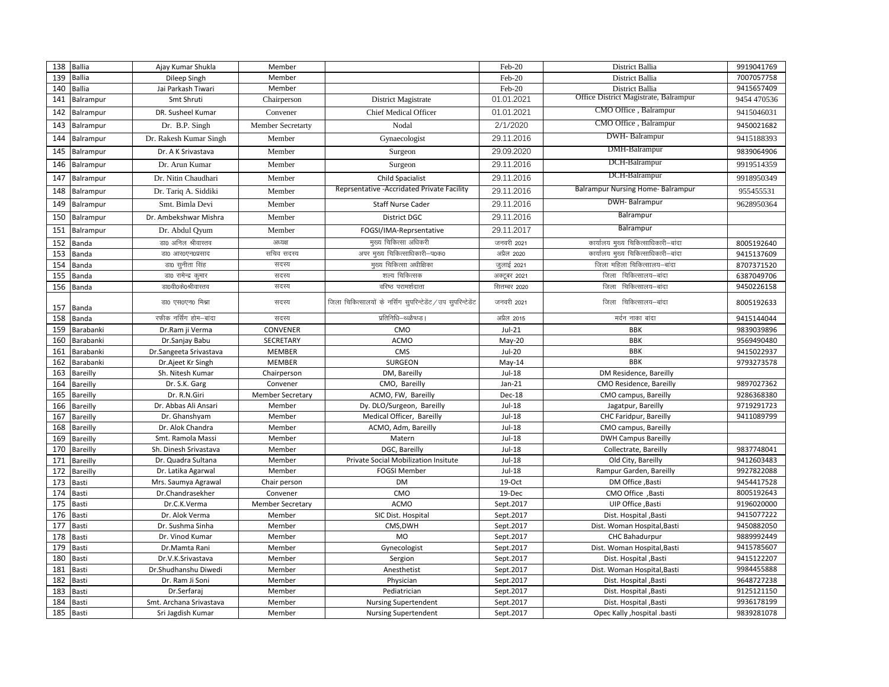| 138 | Ballia | Ajay Kumar Shukla | Member | | Feb-20 | District Ballia | 9919041769 |
|---|---|---|---|---|---|---|---|
| 139 | Ballia | Dileep Singh | Member | | Feb-20 | District Ballia | 7007057758 |
| 140 | Ballia | Jai Parkash Tiwari | Member | | Feb-20 | District Ballia | 9415657409 |
| 141 | Balrampur | Smt Shruti | Chairperson | District Magistrate | 01.01.2021 | Office District Magistrate, Balrampur | 9454 470536 |
| 142 | Balrampur | DR. Susheel Kumar | Convener | Chief Medical Officer | 01.01.2021 | CMO Office , Balrampur | 9415046031 |
| 143 | Balrampur | Dr. B.P. Singh | Member Secretarty | Nodal | 2/1/2020 | CMO Office , Balrampur | 9450021682 |
| 144 | Balrampur | Dr. Rakesh Kumar Singh | Member | Gynaecologist | 29.11.2016 | DWH- Balrampur | 9415188393 |
| 145 | Balrampur | Dr. A K Srivastava | Member | Surgeon | 29.09.2020 | DMH-Balrampur | 9839064906 |
| 146 | Balrampur | Dr. Arun Kumar | Member | Surgeon | 29.11.2016 | DCH-Balrampur | 9919514359 |
| 147 | Balrampur | Dr. Nitin Chaudhari | Member | Child Spacialist | 29.11.2016 | DCH-Balrampur | 9918950349 |
| 148 | Balrampur | Dr. Tariq A. Siddiki | Member | Reprsentative -Accridated Private Facility | 29.11.2016 | Balrampur Nursing Home- Balrampur | 955455531 |
| 149 | Balrampur | Smt. Bimla Devi | Member | Staff Nurse Cader | 29.11.2016 | DWH- Balrampur | 9628950364 |
| 150 | Balrampur | Dr. Ambekshwar Mishra | Member | District DGC | 29.11.2016 | Balrampur | |
| 151 | Balrampur | Dr. Abdul Qyum | Member | FOGSI/IMA-Reprsentative | 29.11.2017 | Balrampur | |
| 152 | Banda | डा0 अनिल श्रीवास्तव | अध्यक्ष | मुख्य चिकित्सा अधिकारी | जनवरी 2021 | कार्यालय मुख्य चिकित्साधिकारी–बांदा | 8005192640 |
| 153 | Banda | डा0 आर0एन0प्रसाद | सचिव सदस्य | अपर मुख्य चिकित्साधिकारी–प0क0 | अप्रैल 2020 | कार्यालय मुख्य चिकित्साधिकारी–बांदा | 9415137609 |
| 154 | Banda | डा0 सुनीता सिंह | सदस्य | मुख्य चिकित्सा अधीक्षिका | जुलाई 2021 | जिला महिला चिकित्सालय–बांदा | 8707371520 |
| 155 | Banda | डा0 रामेन्द्र कुमार | सदस्य | शल्य चिकित्सक | अक्टूबर 2021 | जिला चिकित्सालय–बांदा | 6387049706 |
| 156 | Banda | डा0वी0के0श्रीवास्तव | सदस्य | वरिष्ठ परामर्शदाता | सितम्बर 2020 | जिला चिकित्सालय–बांदा | 9450226158 |
| 157 | Banda | डा0 एस0एन0 मिश्रा | सदस्य | जिला चिकित्सालयों के नर्सिंग सुपरिन्टेडेंट / उप सुपरिन्टेडेंट | जनवरी 2021 | जिला चिकित्सालय–बांदा | 8005192633 |
| 158 | Banda | रफीक नर्सिंग होम–बांदा | सदस्य | प्रतिनिधि–ध्ठ्ळेष्ड। | अप्रैल 2015 | मर्दन नाका बांदा | 9415144044 |
| 159 | Barabanki | Dr.Ram ji Verma | CONVENER | CMO | Jul-21 | BBK | 9839039896 |
| 160 | Barabanki | Dr.Sanjay Babu | SECRETARY | ACMO | May-20 | BBK | 9569490480 |
| 161 | Barabanki | Dr.Sangeeta Srivastava | MEMBER | CMS | Jul-20 | BBK | 9415022937 |
| 162 | Barabanki | Dr.Ajeet Kr Singh | MEMBER | SURGEON | May-14 | BBK | 9793273578 |
| 163 | Bareilly | Sh. Nitesh Kumar | Chairperson | DM, Bareilly | Jul-18 | DM Residence, Bareilly | |
| 164 | Bareilly | Dr. S.K. Garg | Convener | CMO, Bareilly | Jan-21 | CMO Residence, Bareilly | 9897027362 |
| 165 | Bareilly | Dr. R.N.Giri | Member Secretary | ACMO, FW, Bareilly | Dec-18 | CMO campus, Bareilly | 9286368380 |
| 166 | Bareilly | Dr. Abbas Ali Ansari | Member | Dy. DLO/Surgeon, Bareilly | Jul-18 | Jagatpur, Bareilly | 9719291723 |
| 167 | Bareilly | Dr. Ghanshyam | Member | Medical Officer, Bareilly | Jul-18 | CHC Faridpur, Bareilly | 9411089799 |
| 168 | Bareilly | Dr. Alok Chandra | Member | ACMO, Adm, Bareilly | Jul-18 | CMO campus, Bareilly | |
| 169 | Bareilly | Smt. Ramola Massi | Member | Matern | Jul-18 | DWH Campus Bareilly | |
| 170 | Bareilly | Sh. Dinesh Srivastava | Member | DGC, Bareilly | Jul-18 | Collectrate, Bareilly | 9837748041 |
| 171 | Bareilly | Dr. Quadra Sultana | Member | Private Social Mobilization Insitute | Jul-18 | Old City, Bareilly | 9412603483 |
| 172 | Bareilly | Dr. Latika Agarwal | Member | FOGSI Member | Jul-18 | Rampur Garden, Bareilly | 9927822088 |
| 173 | Basti | Mrs. Saumya Agrawal | Chair person | DM | 19-Oct | DM Office ,Basti | 9454417528 |
| 174 | Basti | Dr.Chandrasekher | Convener | CMO | 19-Dec | CMO Office ,Basti | 8005192643 |
| 175 | Basti | Dr.C.K.Verma | Member Secretary | ACMO | Sept.2017 | UIP Office ,Basti | 9196020000 |
| 176 | Basti | Dr. Alok Verma | Member | SIC Dist. Hospital | Sept.2017 | Dist. Hospital ,Basti | 9415077222 |
| 177 | Basti | Dr. Sushma Sinha | Member | CMS,DWH | Sept.2017 | Dist. Woman Hospital,Basti | 9450882050 |
| 178 | Basti | Dr. Vinod Kumar | Member | MO | Sept.2017 | CHC Bahadurpur | 9889992449 |
| 179 | Basti | Dr.Mamta Rani | Member | Gynecologist | Sept.2017 | Dist. Woman Hospital,Basti | 9415785607 |
| 180 | Basti | Dr.V.K.Srivastava | Member | Sergion | Sept.2017 | Dist. Hospital ,Basti | 9415122207 |
| 181 | Basti | Dr.Shudhanshu Diwedi | Member | Anesthetist | Sept.2017 | Dist. Woman Hospital,Basti | 9984455888 |
| 182 | Basti | Dr. Ram Ji Soni | Member | Physician | Sept.2017 | Dist. Hospital ,Basti | 9648727238 |
| 183 | Basti | Dr.Serfaraj | Member | Pediatrician | Sept.2017 | Dist. Hospital ,Basti | 9125121150 |
| 184 | Basti | Smt. Archana Srivastava | Member | Nursing Supertendent | Sept.2017 | Dist. Hospital ,Basti | 9936178199 |
| 185 | Basti | Sri Jagdish Kumar | Member | Nursing Supertendent | Sept.2017 | Opec Kally ,hospital .basti | 9839281078 |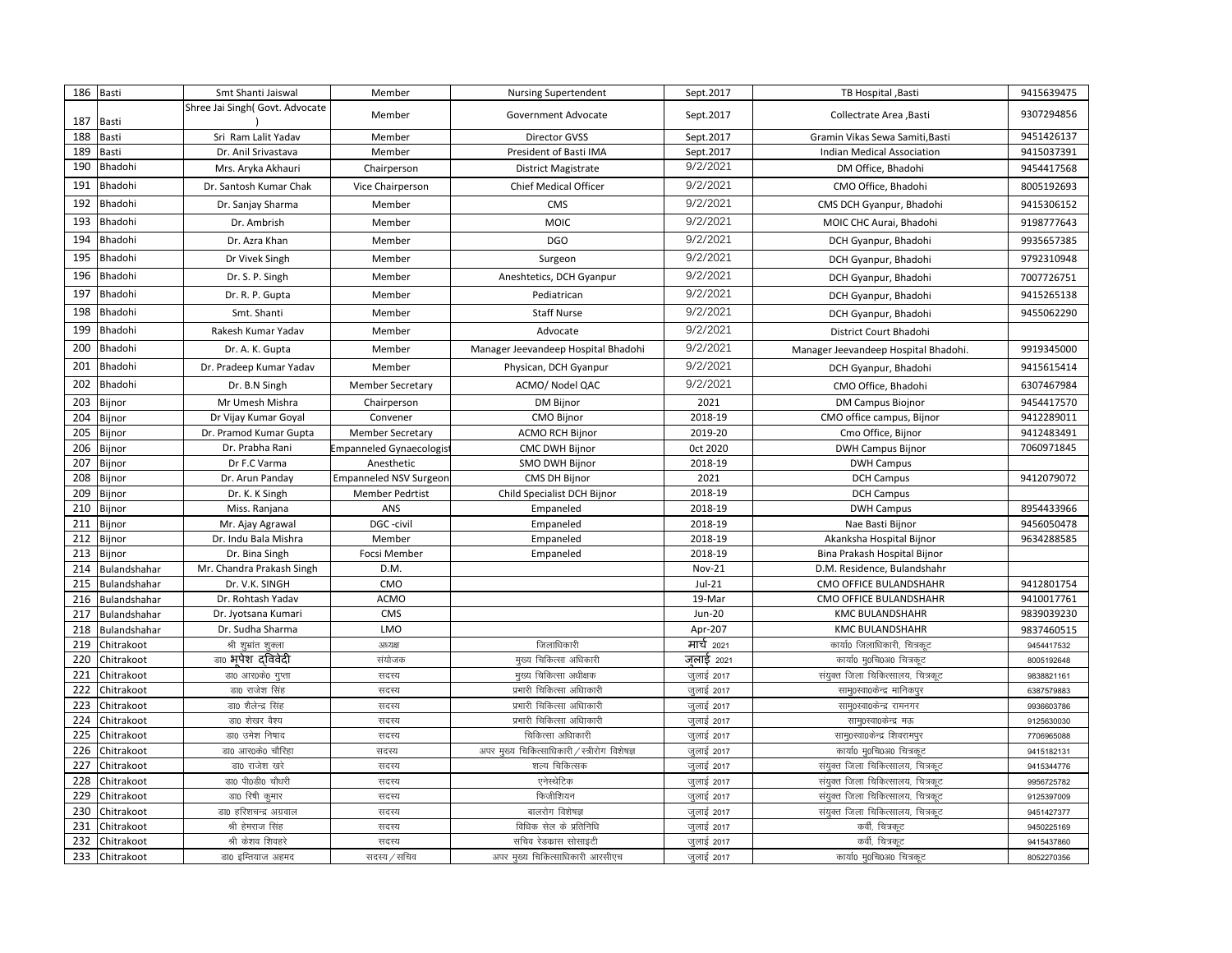| | | | | | | | |
|---|---|---|---|---|---|---|---|
| 186 | Basti | Smt Shanti Jaiswal | Member | Nursing Supertendent | Sept.2017 | TB Hospital ,Basti | 9415639475 |
| 187 | Basti | Shree Jai Singh( Govt. Advocate ) | Member | Government Advocate | Sept.2017 | Collectrate Area ,Basti | 9307294856 |
| 188 | Basti | Sri Ram Lalit Yadav | Member | Director GVSS | Sept.2017 | Gramin Vikas Sewa Samiti,Basti | 9451426137 |
| 189 | Basti | Dr. Anil Srivastava | Member | President of Basti IMA | Sept.2017 | Indian Medical Association | 9415037391 |
| 190 | Bhadohi | Mrs. Aryka Akhauri | Chairperson | District Magistrate | 9/2/2021 | DM Office, Bhadohi | 9454417568 |
| 191 | Bhadohi | Dr. Santosh Kumar Chak | Vice Chairperson | Chief Medical Officer | 9/2/2021 | CMO Office, Bhadohi | 8005192693 |
| 192 | Bhadohi | Dr. Sanjay Sharma | Member | CMS | 9/2/2021 | CMS DCH Gyanpur, Bhadohi | 9415306152 |
| 193 | Bhadohi | Dr. Ambrish | Member | MOIC | 9/2/2021 | MOIC CHC Aurai, Bhadohi | 9198777643 |
| 194 | Bhadohi | Dr. Azra Khan | Member | DGO | 9/2/2021 | DCH Gyanpur, Bhadohi | 9935657385 |
| 195 | Bhadohi | Dr Vivek Singh | Member | Surgeon | 9/2/2021 | DCH Gyanpur, Bhadohi | 9792310948 |
| 196 | Bhadohi | Dr. S. P. Singh | Member | Aneshtetics, DCH Gyanpur | 9/2/2021 | DCH Gyanpur, Bhadohi | 7007726751 |
| 197 | Bhadohi | Dr. R. P. Gupta | Member | Pediatrican | 9/2/2021 | DCH Gyanpur, Bhadohi | 9415265138 |
| 198 | Bhadohi | Smt. Shanti | Member | Staff Nurse | 9/2/2021 | DCH Gyanpur, Bhadohi | 9455062290 |
| 199 | Bhadohi | Rakesh Kumar Yadav | Member | Advocate | 9/2/2021 | District Court Bhadohi | |
| 200 | Bhadohi | Dr. A. K. Gupta | Member | Manager Jeevandeep Hospital Bhadohi | 9/2/2021 | Manager Jeevandeep Hospital Bhadohi. | 9919345000 |
| 201 | Bhadohi | Dr. Pradeep Kumar Yadav | Member | Physican, DCH Gyanpur | 9/2/2021 | DCH Gyanpur, Bhadohi | 9415615414 |
| 202 | Bhadohi | Dr. B.N Singh | Member Secretary | ACMO/ Nodel QAC | 9/2/2021 | CMO Office, Bhadohi | 6307467984 |
| 203 | Bijnor | Mr Umesh Mishra | Chairperson | DM Bijnor | 2021 | DM Campus Biojnor | 9454417570 |
| 204 | Bijnor | Dr Vijay Kumar Goyal | Convener | CMO Bijnor | 2018-19 | CMO office campus, Bijnor | 9412289011 |
| 205 | Bijnor | Dr. Pramod Kumar Gupta | Member Secretary | ACMO RCH Bijnor | 2019-20 | Cmo Office, Bijnor | 9412483491 |
| 206 | Bijnor | Dr. Prabha Rani | Empanneled Gynaecologist | CMC DWH Bijnor | 0ct 2020 | DWH Campus Bijnor | 7060971845 |
| 207 | Bijnor | Dr F.C Varma | Anesthetic | SMO DWH Bijnor | 2018-19 | DWH Campus | |
| 208 | Bijnor | Dr. Arun Panday | Empanneled NSV Surgeon | CMS DH Bijnor | 2021 | DCH Campus | 9412079072 |
| 209 | Bijnor | Dr. K. K Singh | Member Pedrtist | Child Specialist DCH Bijnor | 2018-19 | DCH Campus | |
| 210 | Bijnor | Miss. Ranjana | ANS | Empaneled | 2018-19 | DWH Campus | 8954433966 |
| 211 | Bijnor | Mr. Ajay Agrawal | DGC -civil | Empaneled | 2018-19 | Nae Basti Bijnor | 9456050478 |
| 212 | Bijnor | Dr. Indu Bala Mishra | Member | Empaneled | 2018-19 | Akanksha Hospital Bijnor | 9634288585 |
| 213 | Bijnor | Dr. Bina Singh | Focsi Member | Empaneled | 2018-19 | Bina Prakash Hospital Bijnor | |
| 214 | Bulandshahar | Mr. Chandra Prakash Singh | D.M. | | Nov-21 | D.M. Residence, Bulandshahr | |
| 215 | Bulandshahar | Dr. V.K. SINGH | CMO | | Jul-21 | CMO OFFICE BULANDSHAHR | 9412801754 |
| 216 | Bulandshahar | Dr. Rohtash Yadav | ACMO | | 19-Mar | CMO OFFICE BULANDSHAHR | 9410017761 |
| 217 | Bulandshahar | Dr. Jyotsana Kumari | CMS | | Jun-20 | KMC BULANDSHAHR | 9839039230 |
| 218 | Bulandshahar | Dr. Sudha Sharma | LMO | | Apr-207 | KMC BULANDSHAHR | 9837460515 |
| 219 | Chitrakoot | श्री शुभ्रांत शुक्ला | अध्यक्ष | जिलाधिकारी | मार्च 2021 | कार्या0 जिलाधिकारी, चित्रकूट | 9454417532 |
| 220 | Chitrakoot | डा0 भूपेश द्विवेदी | संयोजक | मुख्य चिकित्सा अधिकारी | जुलाई 2021 | कार्या0 मु0चि0अ0 चित्रकूट | 8005192648 |
| 221 | Chitrakoot | डा0 आर0के0 गुप्ता | सदस्य | मुख्य चिकित्सा अधीक्षक | जुलाई 2017 | संयुक्त जिला चिकित्सालय, चित्रकूट | 9838821161 |
| 222 | Chitrakoot | डा0 राजेश सिंह | सदस्य | प्रभारी चिकित्सा अधिकारी | जुलाई 2017 | सामु0स्वा0केन्द्र मानिकपुर | 6387579883 |
| 223 | Chitrakoot | डा0 शैलेन्द्र सिंह | सदस्य | प्रभारी चिकित्सा अधिकारी | जुलाई 2017 | सामु0स्वा0केन्द्र रामनगर | 9936603786 |
| 224 | Chitrakoot | डा0 शेखर वैश्य | सदस्य | प्रभारी चिकित्सा अधिकारी | जुलाई 2017 | सामु0स्वा0केन्द्र मऊ | 9125630030 |
| 225 | Chitrakoot | डा0 उमेश निषाद | सदस्य | चिकित्सा अधिकारी | जुलाई 2017 | सामु0स्वा0केन्द्र शिवरामपुर | 7706965088 |
| 226 | Chitrakoot | डा0 आर0के0 चौरिहा | सदस्य | अपर मुख्य चिकित्साधिकारी / स्त्रीरोग विशेषज्ञ | जुलाई 2017 | कार्या0 मु0चि0अ0 चित्रकूट | 9415182131 |
| 227 | Chitrakoot | डा0 राजेश खरे | सदस्य | शल्य चिकित्सक | जुलाई 2017 | संयुक्त जिला चिकित्सालय, चित्रकूट | 9415344776 |
| 228 | Chitrakoot | डा0 पी0डी0 चौधरी | सदस्य | एनेस्थेटिक | जुलाई 2017 | संयुक्त जिला चिकित्सालय, चित्रकूट | 9956725782 |
| 229 | Chitrakoot | डा0 रिषी कुमार | सदस्य | फिजीशियन | जुलाई 2017 | संयुक्त जिला चिकित्सालय, चित्रकूट | 9125397009 |
| 230 | Chitrakoot | डा0 हरिशचन्द्र अग्रवाल | सदस्य | बालरोग विशेषज्ञ | जुलाई 2017 | संयुक्त जिला चिकित्सालय, चित्रकूट | 9451427377 |
| 231 | Chitrakoot | श्री हेमराज सिंह | सदस्य | विधिक सेल के प्रतिनिधि | जुलाई 2017 | कर्वी, चित्रकूट | 9450225169 |
| 232 | Chitrakoot | श्री केशव शिवहरे | सदस्य | सचिव रेडक्रास सोसाइटी | जुलाई 2017 | कर्वी, चित्रकूट | 9415437860 |
| 233 | Chitrakoot | डा0 इम्तियाज अहमद | सदस्य / सचिव | अपर मुख्य चिकित्साधिकारी आरसीएच | जुलाई 2017 | कार्या0 मु0चि0अ0 चित्रकूट | 8052270356 |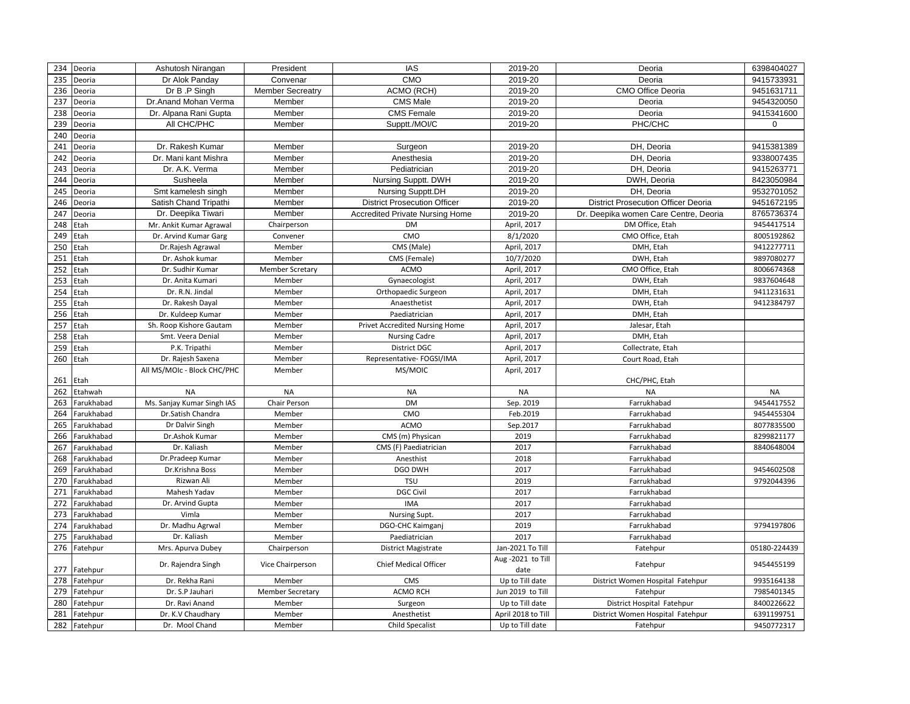| 234 | Deoria | Ashutosh Nirangan | President | IAS | 2019-20 | Deoria | 6398404027 |
|---|---|---|---|---|---|---|---|
| 235 | Deoria | Dr Alok Panday | Convenar | CMO | 2019-20 | Deoria | 9415733931 |
| 236 | Deoria | Dr B .P Singh | Member Secreatry | ACMO (RCH) | 2019-20 | CMO Office Deoria | 9451631711 |
| 237 | Deoria | Dr.Anand Mohan Verma | Member | CMS Male | 2019-20 | Deoria | 9454320050 |
| 238 | Deoria | Dr. Alpana Rani Gupta | Member | CMS Female | 2019-20 | Deoria | 9415341600 |
| 239 | Deoria | All CHC/PHC | Member | Supptt./MOI/C | 2019-20 | PHC/CHC | 0 |
| 240 | Deoria | | | | | | |
| 241 | Deoria | Dr. Rakesh Kumar | Member | Surgeon | 2019-20 | DH, Deoria | 9415381389 |
| 242 | Deoria | Dr. Mani kant Mishra | Member | Anesthesia | 2019-20 | DH, Deoria | 9338007435 |
| 243 | Deoria | Dr. A.K. Verma | Member | Pediatrician | 2019-20 | DH, Deoria | 9415263771 |
| 244 | Deoria | Susheela | Member | Nursing Supptt. DWH | 2019-20 | DWH, Deoria | 8423050984 |
| 245 | Deoria | Smt kamelesh singh | Member | Nursing Supptt.DH | 2019-20 | DH, Deoria | 9532701052 |
| 246 | Deoria | Satish Chand Tripathi | Member | District Prosecution Officer | 2019-20 | District Prosecution Officer Deoria | 9451672195 |
| 247 | Deoria | Dr. Deepika Tiwari | Member | Accredited Private Nursing Home | 2019-20 | Dr. Deepika women Care Centre, Deoria | 8765736374 |
| 248 | Etah | Mr. Ankit Kumar Agrawal | Chairperson | DM | April, 2017 | DM Office, Etah | 9454417514 |
| 249 | Etah | Dr. Arvind Kumar Garg | Convener | CMO | 8/1/2020 | CMO Office, Etah | 8005192862 |
| 250 | Etah | Dr.Rajesh Agrawal | Member | CMS (Male) | April, 2017 | DMH, Etah | 9412277711 |
| 251 | Etah | Dr. Ashok kumar | Member | CMS (Female) | 10/7/2020 | DWH, Etah | 9897080277 |
| 252 | Etah | Dr. Sudhir Kumar | Member Scretary | ACMO | April, 2017 | CMO Office, Etah | 8006674368 |
| 253 | Etah | Dr. Anita Kumari | Member | Gynaecologist | April, 2017 | DWH, Etah | 9837604648 |
| 254 | Etah | Dr. R.N. Jindal | Member | Orthopaedic Surgeon | April, 2017 | DMH, Etah | 9411231631 |
| 255 | Etah | Dr. Rakesh Dayal | Member | Anaesthetist | April, 2017 | DWH, Etah | 9412384797 |
| 256 | Etah | Dr. Kuldeep Kumar | Member | Paediatrician | April, 2017 | DMH, Etah | |
| 257 | Etah | Sh. Roop Kishore Gautam | Member | Privet Accredited Nursing Home | April, 2017 | Jalesar, Etah | |
| 258 | Etah | Smt. Veera Denial | Member | Nursing Cadre | April, 2017 | DMH, Etah | |
| 259 | Etah | P.K. Tripathi | Member | District DGC | April, 2017 | Collectrate, Etah | |
| 260 | Etah | Dr. Rajesh Saxena | Member | Representative- FOGSI/IMA | April, 2017 | Court Road, Etah | |
| 261 | Etah | All MS/MOIc - Block CHC/PHC | Member | MS/MOIC | April, 2017 | CHC/PHC, Etah | |
| 262 | Etahwah | NA | NA | NA | NA | NA | NA |
| 263 | Farukhabad | Ms. Sanjay Kumar Singh IAS | Chair Person | DM | Sep. 2019 | Farrukhabad | 9454417552 |
| 264 | Farukhabad | Dr.Satish Chandra | Member | CMO | Feb.2019 | Farrukhabad | 9454455304 |
| 265 | Farukhabad | Dr Dalvir Singh | Member | ACMO | Sep.2017 | Farrukhabad | 8077835500 |
| 266 | Farukhabad | Dr.Ashok Kumar | Member | CMS (m) Physican | 2019 | Farrukhabad | 8299821177 |
| 267 | Farukhabad | Dr. Kaliash | Member | CMS (F) Paediatrician | 2017 | Farrukhabad | 8840648004 |
| 268 | Farukhabad | Dr.Pradeep Kumar | Member | Anesthist | 2018 | Farrukhabad | |
| 269 | Farukhabad | Dr.Krishna Boss | Member | DGO DWH | 2017 | Farrukhabad | 9454602508 |
| 270 | Farukhabad | Rizwan Ali | Member | TSU | 2019 | Farrukhabad | 9792044396 |
| 271 | Farukhabad | Mahesh Yadav | Member | DGC Civil | 2017 | Farrukhabad | |
| 272 | Farukhabad | Dr. Arvind Gupta | Member | IMA | 2017 | Farrukhabad | |
| 273 | Farukhabad | Vimla | Member | Nursing Supt. | 2017 | Farrukhabad | |
| 274 | Farukhabad | Dr. Madhu Agrwal | Member | DGO-CHC Kaimganj | 2019 | Farrukhabad | 9794197806 |
| 275 | Farukhabad | Dr. Kaliash | Member | Paediatrician | 2017 | Farrukhabad | |
| 276 | Fatehpur | Mrs. Apurva Dubey | Chairperson | District Magistrate | Jan-2021 To Till | Fatehpur | 05180-224439 |
| 277 | Fatehpur | Dr. Rajendra Singh | Vice Chairperson | Chief Medical Officer | Aug -2021 to Till date | Fatehpur | 9454455199 |
| 278 | Fatehpur | Dr. Rekha Rani | Member | CMS | Up to Till date | District Women Hospital Fatehpur | 9935164138 |
| 279 | Fatehpur | Dr. S.P Jauhari | Member Secretary | ACMO RCH | Jun 2019 to Till | Fatehpur | 7985401345 |
| 280 | Fatehpur | Dr. Ravi Anand | Member | Surgeon | Up to Till date | District Hospital Fatehpur | 8400226622 |
| 281 | Fatehpur | Dr. K.V Chaudhary | Member | Anesthetist | April 2018 to Till | District Women Hospital Fatehpur | 6391199751 |
| 282 | Fatehpur | Dr. Mool Chand | Member | Child Specalist | Up to Till date | Fatehpur | 9450772317 |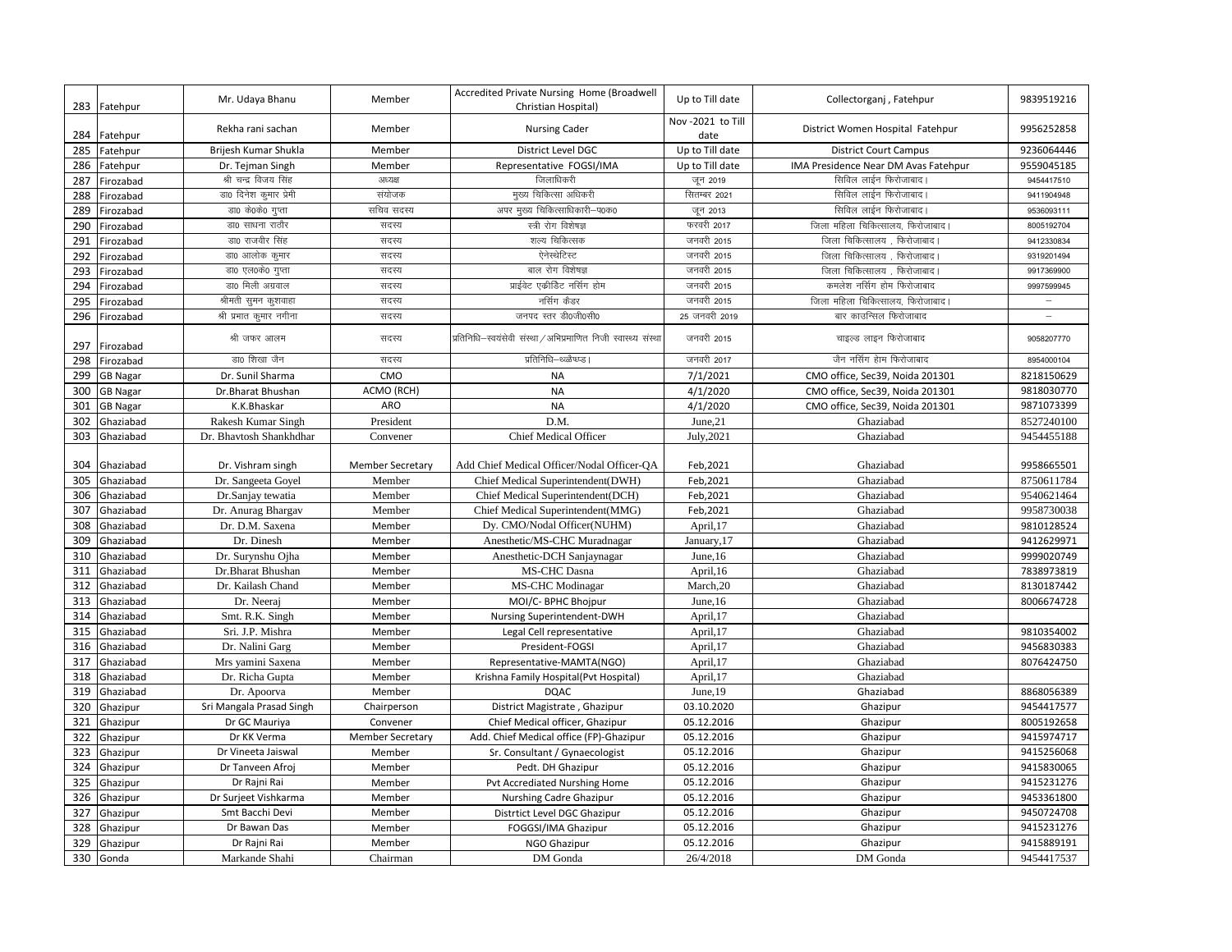| 283 | Fatehpur | Mr. Udaya Bhanu | Member | Accredited Private Nursing Home (Broadwell Christian Hospital) | Up to Till date | Collectorganj , Fatehpur | 9839519216 |
|---|---|---|---|---|---|---|---|
| 284 | Fatehpur | Rekha rani sachan | Member | Nursing Cader | Nov -2021 to Till date | District Women Hospital Fatehpur | 9956252858 |
| 285 | Fatehpur | Brijesh Kumar Shukla | Member | District Level DGC | Up to Till date | District Court Campus | 9236064446 |
| 286 | Fatehpur | Dr. Tejman Singh | Member | Representative FOGSI/IMA | Up to Till date | IMA Presidence Near DM Avas Fatehpur | 9559045185 |
| 287 | Firozabad | श्री चन्द्र विजय सिंह | अध्यक्ष | जिलाधिकारी | जून 2019 | सिविल लाईन फिरोजाबाद। | 9454417510 |
| 288 | Firozabad | डा0 दिनेश कुमार प्रेमी | संयोजक | मुख्य चिकित्सा अधिकारी | सितम्बर 2021 | सिविल लाईन फिरोजाबाद। | 9411904948 |
| 289 | Firozabad | डा0 के0के0 गुप्ता | सचिव सदस्य | अपर मुख्य चिकित्साधिकारी–प0क0 | जून 2013 | सिविल लाईन फिरोजाबाद। | 9536093111 |
| 290 | Firozabad | डा0 साधना राठौर | सदस्य | स्त्री रोग विशेषज्ञ | फरवरी 2017 | जिला महिला चिकित्सालय, फिरोजाबाद। | 8005192704 |
| 291 | Firozabad | डा0 राजवीर सिंह | सदस्य | शल्य चिकित्सक | जनवरी 2015 | जिला चिकित्सालय , फिरोजाबाद। | 9412330834 |
| 292 | Firozabad | डा0 आलोक कुमार | सदस्य | ऐनेस्थेटिस्ट | जनवरी 2015 | जिला चिकित्सालय , फिरोजाबाद। | 9319201494 |
| 293 | Firozabad | डा0 एल0के0 गुप्ता | सदस्य | बाल रोग विशेषज्ञ | जनवरी 2015 | जिला चिकित्सालय , फिरोजाबाद। | 9917369900 |
| 294 | Firozabad | डा0 मिली अग्रवाल | सदस्य | प्राईवेट एक्रीडिट नर्सिंग होम | जनवरी 2015 | कमलेश नर्सिंग होम फिरोजाबाद | 9997599945 |
| 295 | Firozabad | श्रीमती सुमन कुशवाहा | सदस्य | नर्सिंग कैडर | जनवरी 2015 | जिला महिला चिकित्सालय, फिरोजाबाद। | – |
| 296 | Firozabad | श्री प्रभात कुमार नगीना | सदस्य | जनपद स्तर डी0जी0सी0 | 25 जनवरी 2019 | बार काउन्सिल फिरोजाबाद | – |
| 297 | Firozabad | श्री जफर आलम | सदस्य | प्रतिनिधि–स्वयंसेवी संस्था/अभिप्रमाणित निजी स्वास्थ्य संस्था | जनवरी 2015 | चाइल्ड लाइन फिरोजाबाद | 9058207770 |
| 298 | Firozabad | डा0 शिखा जैन | सदस्य | प्रतिनिधि–थ्व्ळैप्ड। | जनवरी 2017 | जैन नर्सिंग होम फिरोजाबाद | 8954000104 |
| 299 | GB Nagar | Dr. Sunil Sharma | CMO | NA | 7/1/2021 | CMO office, Sec39, Noida 201301 | 8218150629 |
| 300 | GB Nagar | Dr.Bharat Bhushan | ACMO (RCH) | NA | 4/1/2020 | CMO office, Sec39, Noida 201301 | 9818030770 |
| 301 | GB Nagar | K.K.Bhaskar | ARO | NA | 4/1/2020 | CMO office, Sec39, Noida 201301 | 9871073399 |
| 302 | Ghaziabad | Rakesh Kumar Singh | President | D.M. | June,21 | Ghaziabad | 8527240100 |
| 303 | Ghaziabad | Dr. Bhavtosh Shankhdhar | Convener | Chief Medical Officer | July,2021 | Ghaziabad | 9454455188 |
| 304 | Ghaziabad | Dr. Vishram singh | Member Secretary | Add Chief Medical Officer/Nodal Officer-QA | Feb,2021 | Ghaziabad | 9958665501 |
| 305 | Ghaziabad | Dr. Sangeeta Goyel | Member | Chief Medical Superintendent(DWH) | Feb,2021 | Ghaziabad | 8750611784 |
| 306 | Ghaziabad | Dr.Sanjay tewatia | Member | Chief Medical Superintendent(DCH) | Feb,2021 | Ghaziabad | 9540621464 |
| 307 | Ghaziabad | Dr. Anurag Bhargav | Member | Chief Medical Superintendent(MMG) | Feb,2021 | Ghaziabad | 9958730038 |
| 308 | Ghaziabad | Dr. D.M. Saxena | Member | Dy. CMO/Nodal Officer(NUHM) | April,17 | Ghaziabad | 9810128524 |
| 309 | Ghaziabad | Dr. Dinesh | Member | Anesthetic/MS-CHC Muradnagar | January,17 | Ghaziabad | 9412629971 |
| 310 | Ghaziabad | Dr. Surynshu Ojha | Member | Anesthetic-DCH Sanjaynagar | June,16 | Ghaziabad | 9999020749 |
| 311 | Ghaziabad | Dr.Bharat Bhushan | Member | MS-CHC Dasna | April,16 | Ghaziabad | 7838973819 |
| 312 | Ghaziabad | Dr. Kailash Chand | Member | MS-CHC Modinagar | March,20 | Ghaziabad | 8130187442 |
| 313 | Ghaziabad | Dr. Neeraj | Member | MOI/C- BPHC Bhojpur | June,16 | Ghaziabad | 8006674728 |
| 314 | Ghaziabad | Smt. R.K. Singh | Member | Nursing Superintendent-DWH | April,17 | Ghaziabad | |
| 315 | Ghaziabad | Sri. J.P. Mishra | Member | Legal Cell representative | April,17 | Ghaziabad | 9810354002 |
| 316 | Ghaziabad | Dr. Nalini Garg | Member | President-FOGSI | April,17 | Ghaziabad | 9456830383 |
| 317 | Ghaziabad | Mrs yamini Saxena | Member | Representative-MAMTA(NGO) | April,17 | Ghaziabad | 8076424750 |
| 318 | Ghaziabad | Dr. Richa Gupta | Member | Krishna Family Hospital(Pvt Hospital) | April,17 | Ghaziabad | |
| 319 | Ghaziabad | Dr. Apoorva | Member | DQAC | June,19 | Ghaziabad | 8868056389 |
| 320 | Ghazipur | Sri Mangala Prasad Singh | Chairperson | District Magistrate , Ghazipur | 03.10.2020 | Ghazipur | 9454417577 |
| 321 | Ghazipur | Dr GC Mauriya | Convener | Chief Medical officer, Ghazipur | 05.12.2016 | Ghazipur | 8005192658 |
| 322 | Ghazipur | Dr KK Verma | Member Secretary | Add. Chief Medical office (FP)-Ghazipur | 05.12.2016 | Ghazipur | 9415974717 |
| 323 | Ghazipur | Dr Vineeta Jaiswal | Member | Sr. Consultant / Gynaecologist | 05.12.2016 | Ghazipur | 9415256068 |
| 324 | Ghazipur | Dr Tanveen Afroj | Member | Pedt. DH Ghazipur | 05.12.2016 | Ghazipur | 9415830065 |
| 325 | Ghazipur | Dr Rajni Rai | Member | Pvt Accrediated Nurshing Home | 05.12.2016 | Ghazipur | 9415231276 |
| 326 | Ghazipur | Dr Surjeet Vishkarma | Member | Nurshing Cadre Ghazipur | 05.12.2016 | Ghazipur | 9453361800 |
| 327 | Ghazipur | Smt Bacchi Devi | Member | Distrtict Level DGC Ghazipur | 05.12.2016 | Ghazipur | 9450724708 |
| 328 | Ghazipur | Dr Bawan Das | Member | FOGGSI/IMA Ghazipur | 05.12.2016 | Ghazipur | 9415231276 |
| 329 | Ghazipur | Dr Rajni Rai | Member | NGO Ghazipur | 05.12.2016 | Ghazipur | 9415889191 |
| 330 | Gonda | Markande Shahi | Chairman | DM Gonda | 26/4/2018 | DM Gonda | 9454417537 |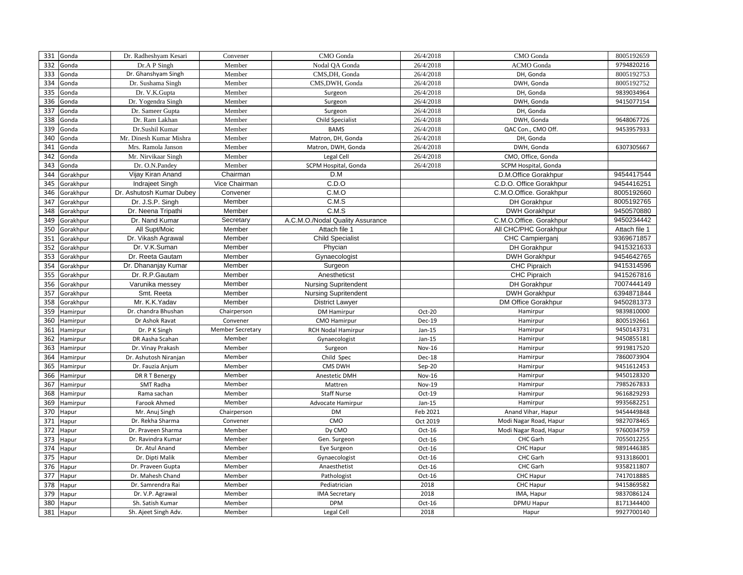| 331 | Gonda | Dr. Radheshyam Kesari | Convener | CMO Gonda | 26/4/2018 | CMO Gonda | 8005192659 |
|---|---|---|---|---|---|---|---|
| 332 | Gonda | Dr.A P Singh | Member | Nodal QA Gonda | 26/4/2018 | ACMO Gonda | 9794820216 |
| 333 | Gonda | Dr. Ghanshyam Singh | Member | CMS,DH, Gonda | 26/4/2018 | DH, Gonda | 8005192753 |
| 334 | Gonda | Dr. Sushama Singh | Member | CMS,DWH, Gonda | 26/4/2018 | DWH, Gonda | 8005192752 |
| 335 | Gonda | Dr. V.K.Gupta | Member | Surgeon | 26/4/2018 | DH, Gonda | 9839034964 |
| 336 | Gonda | Dr. Yogendra Singh | Member | Surgeon | 26/4/2018 | DWH, Gonda | 9415077154 |
| 337 | Gonda | Dr. Sameer Gupta | Member | Surgeon | 26/4/2018 | DH, Gonda | |
| 338 | Gonda | Dr. Ram Lakhan | Member | Child Specialist | 26/4/2018 | DWH, Gonda | 9648067726 |
| 339 | Gonda | Dr.Sushil Kumar | Member | BAMS | 26/4/2018 | QAC Con., CMO Off. | 9453957933 |
| 340 | Gonda | Mr. Dinesh Kumar Mishra | Member | Matron, DH, Gonda | 26/4/2018 | DH, Gonda | |
| 341 | Gonda | Mrs. Ramola Janson | Member | Matron, DWH, Gonda | 26/4/2018 | DWH, Gonda | 6307305667 |
| 342 | Gonda | Mr. Nirvikaar Singh | Member | Legal Cell | 26/4/2018 | CMO, Office, Gonda | |
| 343 | Gonda | Dr. O.N.Pandey | Member | SCPM Hospital, Gonda | 26/4/2018 | SCPM Hospital, Gonda | |
| 344 | Gorakhpur | Vijay Kiran Anand | Chairman | D.M | | D.M.Office Gorakhpur | 9454417544 |
| 345 | Gorakhpur | Indrajeet Singh | Vice Chairman | C.D.O | | C.D.O. Office Gorakhpur | 9454416251 |
| 346 | Gorakhpur | Dr. Ashutosh Kumar Dubey | Convener | C.M.O | | C.M.O.Office. Gorakhpur | 8005192660 |
| 347 | Gorakhpur | Dr. J.S.P. Singh | Member | C.M.S | | DH Gorakhpur | 8005192765 |
| 348 | Gorakhpur | Dr. Neena Tripathi | Member | C.M.S | | DWH Gorakhpur | 9450570880 |
| 349 | Gorakhpur | Dr. Nand Kumar | Secretary | A.C.M.O./Nodal Quality Assurance | | C.M.O.Office. Gorakhpur | 9450234442 |
| 350 | Gorakhpur | All Supt/Moic | Member | Attach file 1 | | All CHC/PHC Gorakhpur | Attach file 1 |
| 351 | Gorakhpur | Dr. Vikash Agrawal | Member | Child Specialist | | CHC Campierganj | 9369671857 |
| 352 | Gorakhpur | Dr. V.K.Suman | Member | Phycian | | DH Gorakhpur | 9415321633 |
| 353 | Gorakhpur | Dr. Reeta Gautam | Member | Gynaecologist | | DWH Gorakhpur | 9454642765 |
| 354 | Gorakhpur | Dr. Dhananjay Kumar | Member | Surgeon | | CHC Pipraich | 9415314596 |
| 355 | Gorakhpur | Dr. R.P.Gautam | Member | Anestheticst | | CHC Pipraich | 9415267816 |
| 356 | Gorakhpur | Varunika messey | Member | Nursing Supritendent | | DH Gorakhpur | 7007444149 |
| 357 | Gorakhpur | Smt. Reeta | Member | Nursing Supritendent | | DWH Gorakhpur | 6394871844 |
| 358 | Gorakhpur | Mr. K.K.Yadav | Member | District Lawyer | | DM Office Gorakhpur | 9450281373 |
| 359 | Hamirpur | Dr. chandra Bhushan | Chairperson | DM Hamirpur | Oct-20 | Hamirpur | 9839810000 |
| 360 | Hamirpur | Dr Ashok Ravat | Convener | CMO Hamirpur | Dec-19 | Hamirpur | 8005192661 |
| 361 | Hamirpur | Dr. P K Singh | Member Secretary | RCH Nodal Hamirpur | Jan-15 | Hamirpur | 9450143731 |
| 362 | Hamirpur | DR Aasha Scahan | Member | Gynaecologist | Jan-15 | Hamirpur | 9450855181 |
| 363 | Hamirpur | Dr. Vinay Prakash | Member | Surgeon | Nov-16 | Hamirpur | 9919817520 |
| 364 | Hamirpur | Dr. Ashutosh Niranjan | Member | Child Spec | Dec-18 | Hamirpur | 7860073904 |
| 365 | Hamirpur | Dr. Fauzia Anjum | Member | CMS DWH | Sep-20 | Hamirpur | 9451612453 |
| 366 | Hamirpur | DR R T Benergy | Member | Anestetic DMH | Nov-16 | Hamirpur | 9450128320 |
| 367 | Hamirpur | SMT Radha | Member | Mattren | Nov-19 | Hamirpur | 7985267833 |
| 368 | Hamirpur | Rama sachan | Member | Staff Nurse | Oct-19 | Hamirpur | 9616829293 |
| 369 | Hamirpur | Farook Ahmed | Member | Advocate Hamirpur | Jan-15 | Hamirpur | 9935682251 |
| 370 | Hapur | Mr. Anuj Singh | Chairperson | DM | Feb 2021 | Anand Vihar, Hapur | 9454449848 |
| 371 | Hapur | Dr. Rekha Sharma | Convener | CMO | Oct 2019 | Modi Nagar Road, Hapur | 9827078465 |
| 372 | Hapur | Dr. Praveen Sharma | Member | Dy CMO | Oct-16 | Modi Nagar Road, Hapur | 9760034759 |
| 373 | Hapur | Dr. Ravindra Kumar | Member | Gen. Surgeon | Oct-16 | CHC Garh | 7055012255 |
| 374 | Hapur | Dr. Atul Anand | Member | Eye Surgeon | Oct-16 | CHC Hapur | 9891446385 |
| 375 | Hapur | Dr. Dipti Malik | Member | Gynaecologist | Oct-16 | CHC Garh | 9313186001 |
| 376 | Hapur | Dr. Praveen Gupta | Member | Anaesthetist | Oct-16 | CHC Garh | 9358211807 |
| 377 | Hapur | Dr. Mahesh Chand | Member | Pathologist | Oct-16 | CHC Hapur | 7417018885 |
| 378 | Hapur | Dr. Samrendra Rai | Member | Pediatrician | 2018 | CHC Hapur | 9415869582 |
| 379 | Hapur | Dr. V.P. Agrawal | Member | IMA Secretary | 2018 | IMA, Hapur | 9837086124 |
| 380 | Hapur | Sh. Satish Kumar | Member | DPM | Oct-16 | DPMU Hapur | 8171344400 |
| 381 | Hapur | Sh. Ajeet Singh Adv. | Member | Legal Cell | 2018 | Hapur | 9927700140 |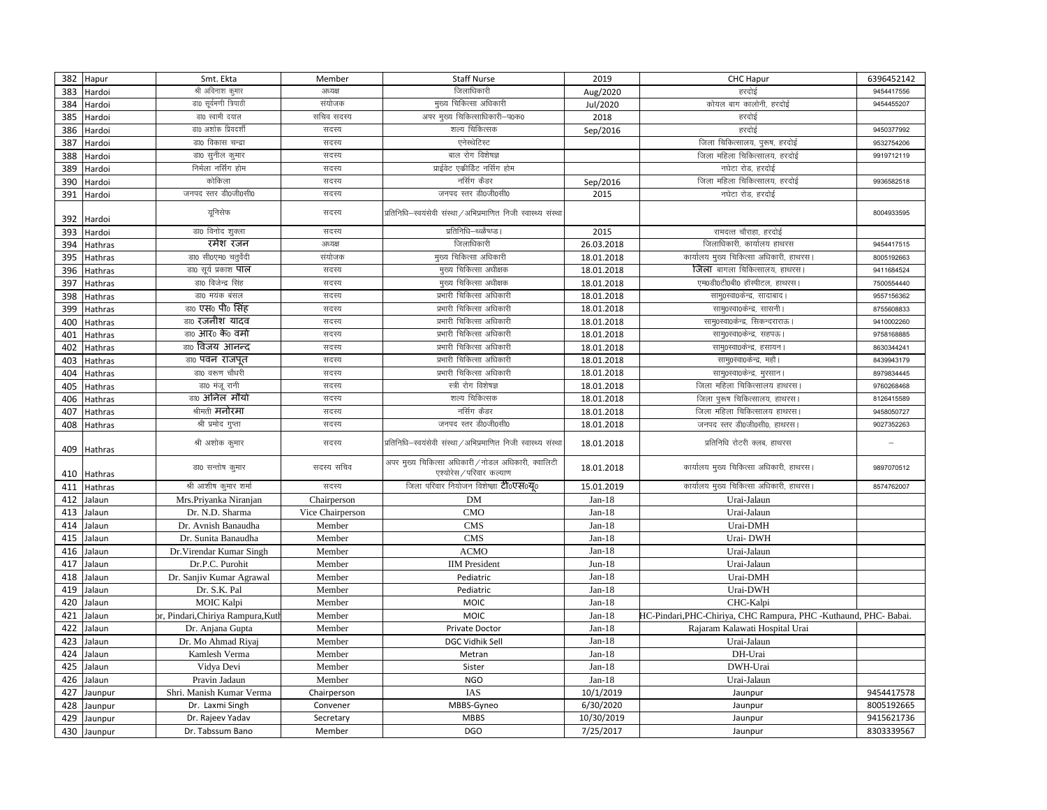| 382 | Hapur | Smt. Ekta | Member | Staff Nurse | 2019 | CHC Hapur | 6396452142 |
|---|---|---|---|---|---|---|---|
| 383 | Hardoi | श्री अविनाश कुमार | अध्यक्ष | जिलाधिकारी | Aug/2020 | हरदोई | 9454417556 |
| 384 | Hardoi | डा0 सूर्यमणी त्रिपाठी | संयोजक | मुख्य चिकित्सा अधिकारी | Jul/2020 | कोयल बाग कालोनी, हरदोई | 9454455207 |
| 385 | Hardoi | डा0 स्वामी दयाल | सचिव सदस्य | अपर मुख्य चिकित्साधिकारी–प0क0 | 2018 | हरदोई | |
| 386 | Hardoi | डा0 अशोक प्रियदर्शी | सदस्य | शल्य चिकित्सक | Sep/2016 | हरदोई | 9450377992 |
| 387 | Hardoi | डा0 विकास चन्द्रा | सदस्य | एनेस्थेटिस्ट | | जिला चिकित्सालय, पुरूष, हरदोई | 9532754206 |
| 388 | Hardoi | डा0 सुनील कुमार | सदस्य | बाल रोग विशेषज्ञ | | जिला महिला चिकित्सालय, हरदोई | 9919712119 |
| 389 | Hardoi | निर्मला नर्सिंग होम | सदस्य | प्राईवेट एक्रीडिट नर्सिंग होम | | नघेटा रोड, हरदोई | |
| 390 | Hardoi | कोकिला | सदस्य | नर्सिंग कैडर | Sep/2016 | जिला महिला चिकित्सालय, हरदोई | 9936582518 |
| 391 | Hardoi | जनपद स्तर डी0जी0सी0 | सदस्य | जनपद स्तर डी0जी0सी0 | 2015 | नघेटा रोड, हरदोई | |
| 392 | Hardoi | यूनिसेफ | सदस्य | प्रतिनिधि–स्वयंसेवी संस्था/अभिप्रमाणित निजी स्वास्थ्य संस्था | | | 8004933595 |
| 393 | Hardoi | डा0 विनोद शुक्ला | सदस्य | प्रतिनिधि–ब्ल्यैच्छ। | 2015 | रामदत्त चौराहा, हरदोई | |
| 394 | Hathras | रमेश रंजन | अध्यक्ष | जिलाधिकारी | 26.03.2018 | जिलाधिकारी, कार्यालय हाथरस | 9454417515 |
| 395 | Hathras | डा0 सी0एम0 चतुर्वेदी | संयोजक | मुख्य चिकित्सा अधिकारी | 18.01.2018 | कार्यालय मुख्य चिकित्सा अधिकारी, हाथरस। | 8005192663 |
| 396 | Hathras | डा0 सूर्य प्रकाश पाल | सदस्य | मुख्य चिकित्सा अधीक्षक | 18.01.2018 | जिला बागला चिकित्सालय, हाथरस। | 9411684524 |
| 397 | Hathras | डा0 विजेन्द्र सिंह | सदस्य | मुख्य चिकित्सा अधीक्षक | 18.01.2018 | एम0डी0टी0बी0 हॉस्पीटल, हाथरस। | 7500554440 |
| 398 | Hathras | डा0 मयंक बंसल | सदस्य | प्रभारी चिकित्सा अधिकारी | 18.01.2018 | सामु0स्वा0केन्द्र, सादाबाद। | 9557156362 |
| 399 | Hathras | डा0 एस0 पी0 सिंह | सदस्य | प्रभारी चिकित्सा अधिकारी | 18.01.2018 | सामु0स्वा0केन्द्र, सासनी। | 8755608833 |
| 400 | Hathras | डा0 रजनीश यादव | सदस्य | प्रभारी चिकित्सा अधिकारी | 18.01.2018 | सामु0स्वा0केन्द्र, सिकन्दराराऊ। | 9410002260 |
| 401 | Hathras | डा0 आर0 के0 वर्मा | सदस्य | प्रभारी चिकित्सा अधिकारी | 18.01.2018 | सामु0स्वा0केन्द्र, सहपऊ। | 9758168885 |
| 402 | Hathras | डा0 विजय आनन्द | सदस्य | प्रभारी चिकित्सा अधिकारी | 18.01.2018 | सामु0स्वा0केन्द्र, हसायन। | 8630344241 |
| 403 | Hathras | डा0 पवन राजपूत | सदस्य | प्रभारी चिकित्सा अधिकारी | 18.01.2018 | सामु0स्वा0केन्द्र, महौ। | 8439943179 |
| 404 | Hathras | डा0 वरूण चौधरी | सदस्य | प्रभारी चिकित्सा अधिकारी | 18.01.2018 | सामु0स्वा0केन्द्र, मुरसान। | 8979834445 |
| 405 | Hathras | डा0 मंजू रानी | सदस्य | स्त्री रोग विशेषज्ञ | 18.01.2018 | जिला महिला चिकित्सालय हाथरस। | 9760268468 |
| 406 | Hathras | डा0 अनिल मौर्या | सदस्य | शल्य चिकित्सक | 18.01.2018 | जिला पुरूष चिकित्सालय, हाथरस। | 8126415589 |
| 407 | Hathras | श्रीमती मनोरमा | सदस्य | नर्सिंग कैडर | 18.01.2018 | जिला महिला चिकित्सालय हाथरस। | 9458050727 |
| 408 | Hathras | श्री प्रमोद गुप्ता | सदस्य | जनपद स्तर डी0जी0सी0 | 18.01.2018 | जनपद स्तर डी0जी0सी0, हाथरस। | 9027352263 |
| 409 | Hathras | श्री अशोक कुमार | सदस्य | प्रतिनिधि–स्वयंसेवी संस्था/अभिप्रमाणित निजी स्वास्थ्य संस्था | 18.01.2018 | प्रतिनिधि रोटरी क्लब, हाथरस | – |
| 410 | Hathras | डा0 सन्तोष कुमार | सदस्य सचिव | अपर मुख्य चिकित्सा अधिकारी/नोडल अधिकारी, क्वालिटी एश्योरेस/परिवार कल्याण | 18.01.2018 | कार्यालय मुख्य चिकित्सा अधिकारी, हाथरस। | 9897070512 |
| 411 | Hathras | श्री आशीष कुमार शर्मा | सदस्य | जिला परिवार नियोजन विशेषज्ञ टी0एस0यू0 | 15.01.2019 | कार्यालय मुख्य चिकित्सा अधिकारी, हाथरस। | 8574762007 |
| 412 | Jalaun | Mrs.Priyanka Niranjan | Chairperson | DM | Jan-18 | Urai-Jalaun | |
| 413 | Jalaun | Dr. N.D. Sharma | Vice Chairperson | CMO | Jan-18 | Urai-Jalaun | |
| 414 | Jalaun | Dr. Avnish Banaudha | Member | CMS | Jan-18 | Urai-DMH | |
| 415 | Jalaun | Dr. Sunita Banaudha | Member | CMS | Jan-18 | Urai- DWH | |
| 416 | Jalaun | Dr.Virendar Kumar Singh | Member | ACMO | Jan-18 | Urai-Jalaun | |
| 417 | Jalaun | Dr.P.C. Purohit | Member | IIM President | Jun-18 | Urai-Jalaun | |
| 418 | Jalaun | Dr. Sanjiv Kumar Agrawal | Member | Pediatric | Jan-18 | Urai-DMH | |
| 419 | Jalaun | Dr. S.K. Pal | Member | Pediatric | Jan-18 | Urai-DWH | |
| 420 | Jalaun | MOIC Kalpi | Member | MOIC | Jan-18 | CHC-Kalpi | |
| 421 | Jalaun | or, Pindari,Chiriya Rampura,Kutl | Member | MOIC | Jan-18 | HC-Pindari,PHC-Chiriya, CHC Rampura, PHC -Kuthaund, PHC- Babai. | |
| 422 | Jalaun | Dr. Anjana Gupta | Member | Private Doctor | Jan-18 | Rajaram Kalawati Hospital Urai | |
| 423 | Jalaun | Dr. Mo Ahmad Riyaj | Member | DGC Vidhik Sell | Jan-18 | Urai-Jalaun | |
| 424 | Jalaun | Kamlesh Verma | Member | Metran | Jan-18 | DH-Urai | |
| 425 | Jalaun | Vidya Devi | Member | Sister | Jan-18 | DWH-Urai | |
| 426 | Jalaun | Pravin Jadaun | Member | NGO | Jan-18 | Urai-Jalaun | |
| 427 | Jaunpur | Shri. Manish Kumar Verma | Chairperson | IAS | 10/1/2019 | Jaunpur | 9454417578 |
| 428 | Jaunpur | Dr. Laxmi Singh | Convener | MBBS-Gyneo | 6/30/2020 | Jaunpur | 8005192665 |
| 429 | Jaunpur | Dr. Rajeev Yadav | Secretary | MBBS | 10/30/2019 | Jaunpur | 9415621736 |
| 430 | Jaunpur | Dr. Tabssum Bano | Member | DGO | 7/25/2017 | Jaunpur | 8303339567 |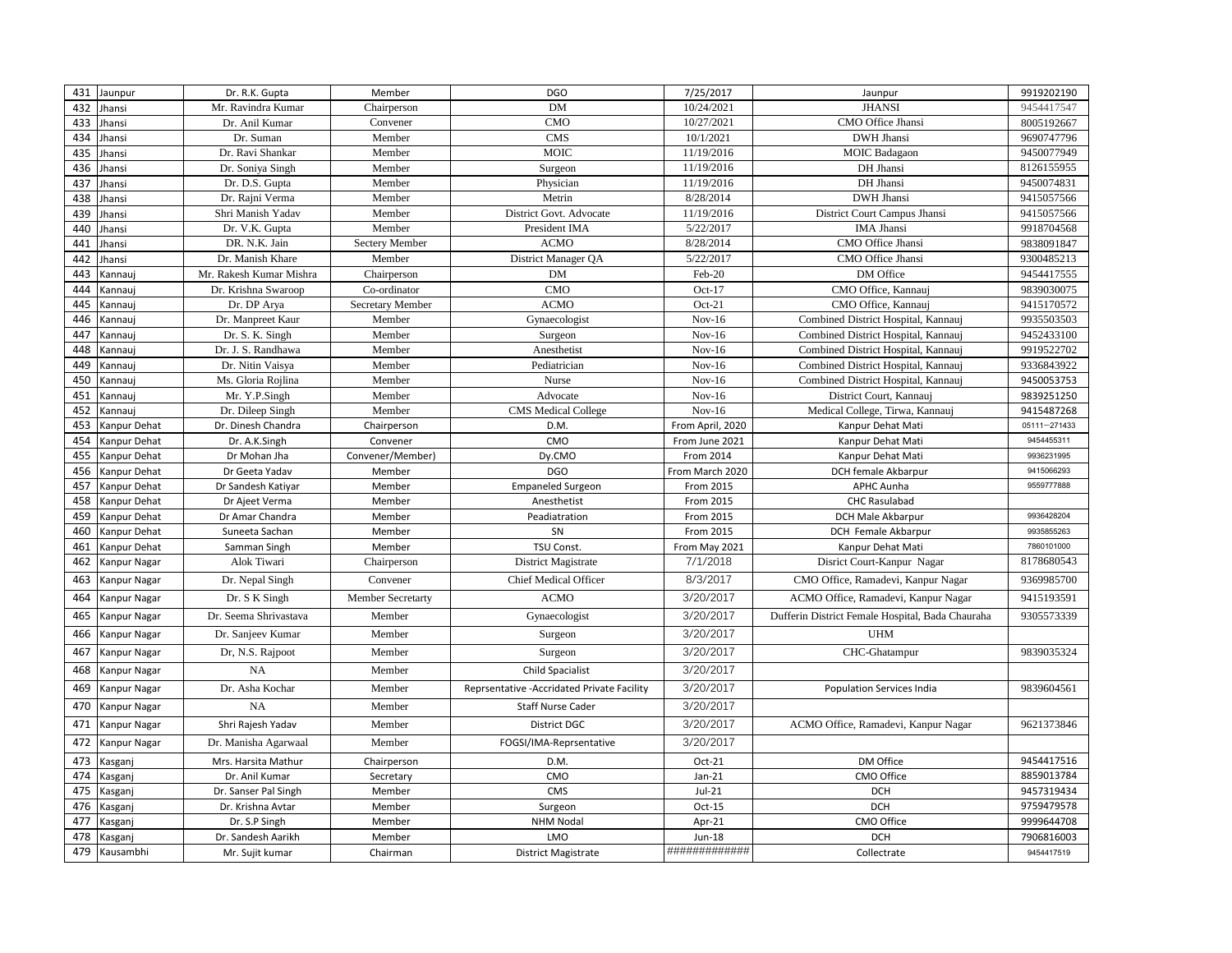| 431 | Jaunpur | Dr. R.K. Gupta | Member | DGO | 7/25/2017 | Jaunpur | 9919202190 |
|---|---|---|---|---|---|---|---|
| 432 | Jhansi | Mr. Ravindra Kumar | Chairperson | DM | 10/24/2021 | JHANSI | 9454417547 |
| 433 | Jhansi | Dr. Anil Kumar | Convener | CMO | 10/27/2021 | CMO Office Jhansi | 8005192667 |
| 434 | Jhansi | Dr. Suman | Member | CMS | 10/1/2021 | DWH Jhansi | 9690747796 |
| 435 | Jhansi | Dr. Ravi Shankar | Member | MOIC | 11/19/2016 | MOIC Badagaon | 9450077949 |
| 436 | Jhansi | Dr. Soniya Singh | Member | Surgeon | 11/19/2016 | DH Jhansi | 8126155955 |
| 437 | Jhansi | Dr. D.S. Gupta | Member | Physician | 11/19/2016 | DH Jhansi | 9450074831 |
| 438 | Jhansi | Dr. Rajni Verma | Member | Metrin | 8/28/2014 | DWH Jhansi | 9415057566 |
| 439 | Jhansi | Shri Manish Yadav | Member | District Govt. Advocate | 11/19/2016 | District Court Campus Jhansi | 9415057566 |
| 440 | Jhansi | Dr. V.K. Gupta | Member | President IMA | 5/22/2017 | IMA Jhansi | 9918704568 |
| 441 | Jhansi | DR. N.K. Jain | Sectery Member | ACMO | 8/28/2014 | CMO Office Jhansi | 9838091847 |
| 442 | Jhansi | Dr. Manish Khare | Member | District Manager QA | 5/22/2017 | CMO Office Jhansi | 9300485213 |
| 443 | Kannauj | Mr. Rakesh Kumar Mishra | Chairperson | DM | Feb-20 | DM Office | 9454417555 |
| 444 | Kannauj | Dr. Krishna Swaroop | Co-ordinator | CMO | Oct-17 | CMO Office, Kannauj | 9839030075 |
| 445 | Kannauj | Dr. DP Arya | Secretary Member | ACMO | Oct-21 | CMO Office, Kannauj | 9415170572 |
| 446 | Kannauj | Dr. Manpreet Kaur | Member | Gynaecologist | Nov-16 | Combined District Hospital, Kannauj | 9935503503 |
| 447 | Kannauj | Dr. S. K. Singh | Member | Surgeon | Nov-16 | Combined District Hospital, Kannauj | 9452433100 |
| 448 | Kannauj | Dr. J. S. Randhawa | Member | Anesthetist | Nov-16 | Combined District Hospital, Kannauj | 9919522702 |
| 449 | Kannauj | Dr. Nitin Vaisya | Member | Pediatrician | Nov-16 | Combined District Hospital, Kannauj | 9336843922 |
| 450 | Kannauj | Ms. Gloria Rojlina | Member | Nurse | Nov-16 | Combined District Hospital, Kannauj | 9450053753 |
| 451 | Kannauj | Mr. Y.P.Singh | Member | Advocate | Nov-16 | District Court, Kannauj | 9839251250 |
| 452 | Kannauj | Dr. Dileep Singh | Member | CMS Medical College | Nov-16 | Medical College, Tirwa, Kannauj | 9415487268 |
| 453 | Kanpur Dehat | Dr. Dinesh Chandra | Chairperson | D.M. | From April, 2020 | Kanpur Dehat Mati | 05111--271433 |
| 454 | Kanpur Dehat | Dr. A.K.Singh | Convener | CMO | From June 2021 | Kanpur Dehat Mati | 9454455311 |
| 455 | Kanpur Dehat | Dr Mohan Jha | Convener/Member) | Dy.CMO | From 2014 | Kanpur Dehat Mati | 9936231995 |
| 456 | Kanpur Dehat | Dr Geeta Yadav | Member | DGO | From March 2020 | DCH female Akbarpur | 9415066293 |
| 457 | Kanpur Dehat | Dr Sandesh Katiyar | Member | Empaneled Surgeon | From 2015 | APHC Aunha | 9559777888 |
| 458 | Kanpur Dehat | Dr Ajeet Verma | Member | Anesthetist | From 2015 | CHC Rasulabad | |
| 459 | Kanpur Dehat | Dr Amar Chandra | Member | Peadiatration | From 2015 | DCH Male Akbarpur | 9936428204 |
| 460 | Kanpur Dehat | Suneeta Sachan | Member | SN | From 2015 | DCH Female Akbarpur | 9935855263 |
| 461 | Kanpur Dehat | Samman Singh | Member | TSU Const. | From May 2021 | Kanpur Dehat Mati | 7860101000 |
| 462 | Kanpur Nagar | Alok Tiwari | Chairperson | District Magistrate | 7/1/2018 | Disrict Court-Kanpur Nagar | 8178680543 |
| 463 | Kanpur Nagar | Dr. Nepal Singh | Convener | Chief Medical Officer | 8/3/2017 | CMO Office, Ramadevi, Kanpur Nagar | 9369985700 |
| 464 | Kanpur Nagar | Dr. S K Singh | Member Secretarty | ACMO | 3/20/2017 | ACMO Office, Ramadevi, Kanpur Nagar | 9415193591 |
| 465 | Kanpur Nagar | Dr. Seema Shrivastava | Member | Gynaecologist | 3/20/2017 | Dufferin District Female Hospital, Bada Chauraha | 9305573339 |
| 466 | Kanpur Nagar | Dr. Sanjeev Kumar | Member | Surgeon | 3/20/2017 | UHM | |
| 467 | Kanpur Nagar | Dr, N.S. Rajpoot | Member | Surgeon | 3/20/2017 | CHC-Ghatampur | 9839035324 |
| 468 | Kanpur Nagar | NA | Member | Child Spacialist | 3/20/2017 | | |
| 469 | Kanpur Nagar | Dr. Asha Kochar | Member | Reprsentative -Accridated Private Facility | 3/20/2017 | Population Services India | 9839604561 |
| 470 | Kanpur Nagar | NA | Member | Staff Nurse Cader | 3/20/2017 | | |
| 471 | Kanpur Nagar | Shri Rajesh Yadav | Member | District DGC | 3/20/2017 | ACMO Office, Ramadevi, Kanpur Nagar | 9621373846 |
| 472 | Kanpur Nagar | Dr. Manisha Agarwaal | Member | FOGSI/IMA-Reprsentative | 3/20/2017 | | |
| 473 | Kasganj | Mrs. Harsita Mathur | Chairperson | D.M. | Oct-21 | DM Office | 9454417516 |
| 474 | Kasganj | Dr. Anil Kumar | Secretary | CMO | Jan-21 | CMO Office | 8859013784 |
| 475 | Kasganj | Dr. Sanser Pal Singh | Member | CMS | Jul-21 | DCH | 9457319434 |
| 476 | Kasganj | Dr. Krishna Avtar | Member | Surgeon | Oct-15 | DCH | 9759479578 |
| 477 | Kasganj | Dr. S.P Singh | Member | NHM Nodal | Apr-21 | CMO Office | 9999644708 |
| 478 | Kasganj | Dr. Sandesh Aarikh | Member | LMO | Jun-18 | DCH | 7906816003 |
| 479 | Kausambhi | Mr. Sujit kumar | Chairman | District Magistrate | ############# | Collectrate | 9454417519 |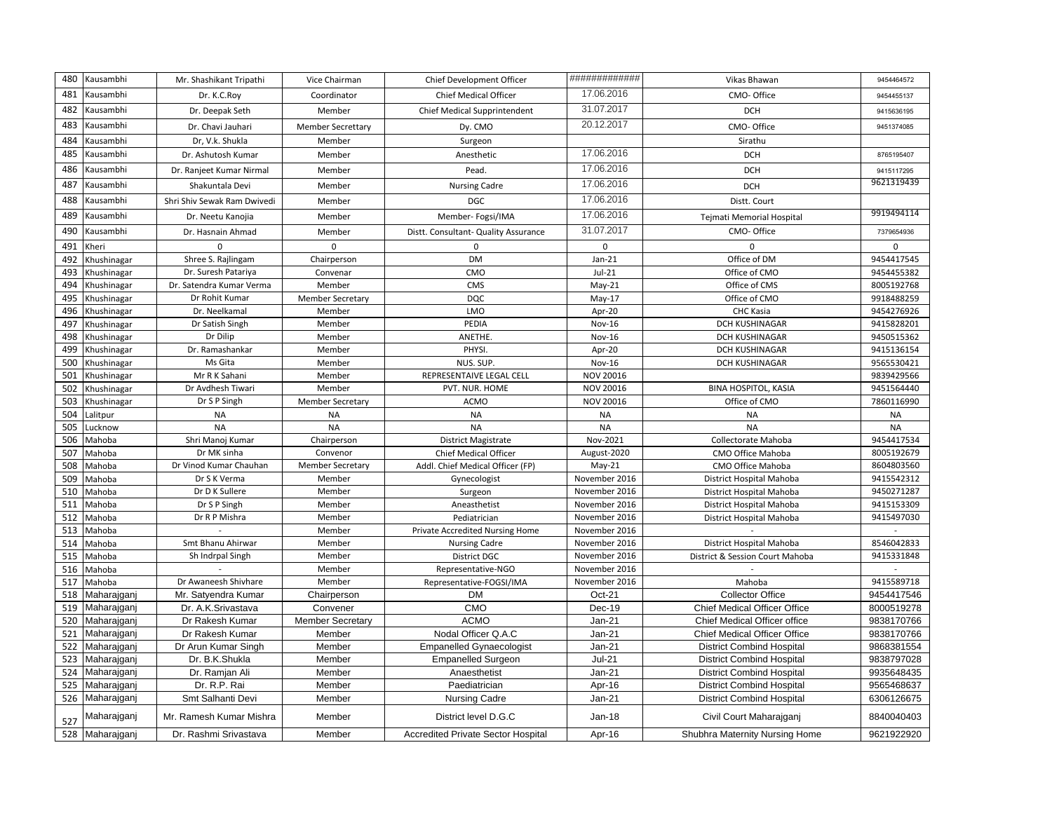| 480 | Kausambhi | Mr. Shashikant Tripathi | Vice Chairman | Chief Development Officer | ############ | Vikas Bhawan | 9454464572 |
|---|---|---|---|---|---|---|---|
| 481 | Kausambhi | Dr. K.C.Roy | Coordinator | Chief Medical Officer | 17.06.2016 | CMO- Office | 9454455137 |
| 482 | Kausambhi | Dr. Deepak Seth | Member | Chief Medical Supprintendent | 31.07.2017 | DCH | 9415636195 |
| 483 | Kausambhi | Dr. Chavi Jauhari | Member Secrettary | Dy. CMO | 20.12.2017 | CMO- Office | 9451374085 |
| 484 | Kausambhi | Dr, V.k. Shukla | Member | Surgeon | | Sirathu | |
| 485 | Kausambhi | Dr. Ashutosh Kumar | Member | Anesthetic | 17.06.2016 | DCH | 8765195407 |
| 486 | Kausambhi | Dr. Ranjeet Kumar Nirmal | Member | Pead. | 17.06.2016 | DCH | 9415117295 |
| 487 | Kausambhi | Shakuntala Devi | Member | Nursing Cadre | 17.06.2016 | DCH | 9621319439 |
| 488 | Kausambhi | Shri Shiv Sewak Ram Dwivedi | Member | DGC | 17.06.2016 | Distt. Court | |
| 489 | Kausambhi | Dr. Neetu Kanojia | Member | Member- Fogsi/IMA | 17.06.2016 | Tejmati Memorial Hospital | 9919494114 |
| 490 | Kausambhi | Dr. Hasnain Ahmad | Member | Distt. Consultant- Quality Assurance | 31.07.2017 | CMO- Office | 7379654936 |
| 491 | Kheri | 0 | 0 | 0 | 0 | 0 | 0 |
| 492 | Khushinagar | Shree S. Rajlingam | Chairperson | DM | Jan-21 | Office of DM | 9454417545 |
| 493 | Khushinagar | Dr. Suresh Patariya | Convenar | CMO | Jul-21 | Office of CMO | 9454455382 |
| 494 | Khushinagar | Dr. Satendra Kumar Verma | Member | CMS | May-21 | Office of CMS | 8005192768 |
| 495 | Khushinagar | Dr Rohit Kumar | Member Secretary | DQC | May-17 | Office of CMO | 9918488259 |
| 496 | Khushinagar | Dr. Neelkamal | Member | LMO | Apr-20 | CHC Kasia | 9454276926 |
| 497 | Khushinagar | Dr Satish Singh | Member | PEDIA | Nov-16 | DCH KUSHINAGAR | 9415828201 |
| 498 | Khushinagar | Dr Dilip | Member | ANETHE. | Nov-16 | DCH KUSHINAGAR | 9450515362 |
| 499 | Khushinagar | Dr. Ramashankar | Member | PHYSI. | Apr-20 | DCH KUSHINAGAR | 9415136154 |
| 500 | Khushinagar | Ms Gita | Member | NUS. SUP. | Nov-16 | DCH KUSHINAGAR | 9565530421 |
| 501 | Khushinagar | Mr R K Sahani | Member | REPRESENTAIVE LEGAL CELL | NOV 20016 | | 9839429566 |
| 502 | Khushinagar | Dr Avdhesh Tiwari | Member | PVT. NUR. HOME | NOV 20016 | BINA HOSPITOL, KASIA | 9451564440 |
| 503 | Khushinagar | Dr S P Singh | Member Secretary | ACMO | NOV 20016 | Office of CMO | 7860116990 |
| 504 | Lalitpur | NA | NA | NA | NA | NA | NA |
| 505 | Lucknow | NA | NA | NA | NA | NA | NA |
| 506 | Mahoba | Shri Manoj Kumar | Chairperson | District Magistrate | Nov-2021 | Collectorate Mahoba | 9454417534 |
| 507 | Mahoba | Dr MK sinha | Convenor | Chief Medical Officer | August-2020 | CMO Office Mahoba | 8005192679 |
| 508 | Mahoba | Dr Vinod Kumar Chauhan | Member Secretary | Addl. Chief Medical Officer (FP) | May-21 | CMO Office Mahoba | 8604803560 |
| 509 | Mahoba | Dr S K Verma | Member | Gynecologist | November 2016 | District Hospital Mahoba | 9415542312 |
| 510 | Mahoba | Dr D K Sullere | Member | Surgeon | November 2016 | District Hospital Mahoba | 9450271287 |
| 511 | Mahoba | Dr S P Singh | Member | Aneasthetist | November 2016 | District Hospital Mahoba | 9415153309 |
| 512 | Mahoba | Dr R P Mishra | Member | Pediatrician | November 2016 | District Hospital Mahoba | 9415497030 |
| 513 | Mahoba | - | Member | Private Accredited Nursing Home | November 2016 | - | - |
| 514 | Mahoba | Smt Bhanu Ahirwar | Member | Nursing Cadre | November 2016 | District Hospital Mahoba | 8546042833 |
| 515 | Mahoba | Sh Indrpal Singh | Member | District DGC | November 2016 | District & Session Court Mahoba | 9415331848 |
| 516 | Mahoba | - | Member | Representative-NGO | November 2016 | - | - |
| 517 | Mahoba | Dr Awaneesh Shivhare | Member | Representative-FOGSI/IMA | November 2016 | Mahoba | 9415589718 |
| 518 | Maharajganj | Mr. Satyendra Kumar | Chairperson | DM | Oct-21 | Collector Office | 9454417546 |
| 519 | Maharajganj | Dr. A.K.Srivastava | Convener | CMO | Dec-19 | Chief Medical Officer Office | 8000519278 |
| 520 | Maharajganj | Dr Rakesh Kumar | Member Secretary | ACMO | Jan-21 | Chief Medical Officer office | 9838170766 |
| 521 | Maharajganj | Dr Rakesh Kumar | Member | Nodal Officer Q.A.C | Jan-21 | Chief Medical Officer Office | 9838170766 |
| 522 | Maharajganj | Dr Arun Kumar Singh | Member | Empanelled Gynaecologist | Jan-21 | District Combind Hospital | 9868381554 |
| 523 | Maharajganj | Dr. B.K.Shukla | Member | Empanelled Surgeon | Jul-21 | District Combind Hospital | 9838797028 |
| 524 | Maharajganj | Dr. Ramjan Ali | Member | Anaesthetist | Jan-21 | District Combind Hospital | 9935648435 |
| 525 | Maharajganj | Dr. R.P. Rai | Member | Paediatrician | Apr-16 | District Combind Hospital | 9565468637 |
| 526 | Maharajganj | Smt Salhanti Devi | Member | Nursing Cadre | Jan-21 | District Combind Hospital | 6306126675 |
| 527 | Maharajganj | Mr. Ramesh Kumar Mishra | Member | District level D.G.C | Jan-18 | Civil Court Maharajganj | 8840040403 |
| 528 | Maharajganj | Dr. Rashmi Srivastava | Member | Accredited Private Sector Hospital | Apr-16 | Shubhra Maternity Nursing Home | 9621922920 |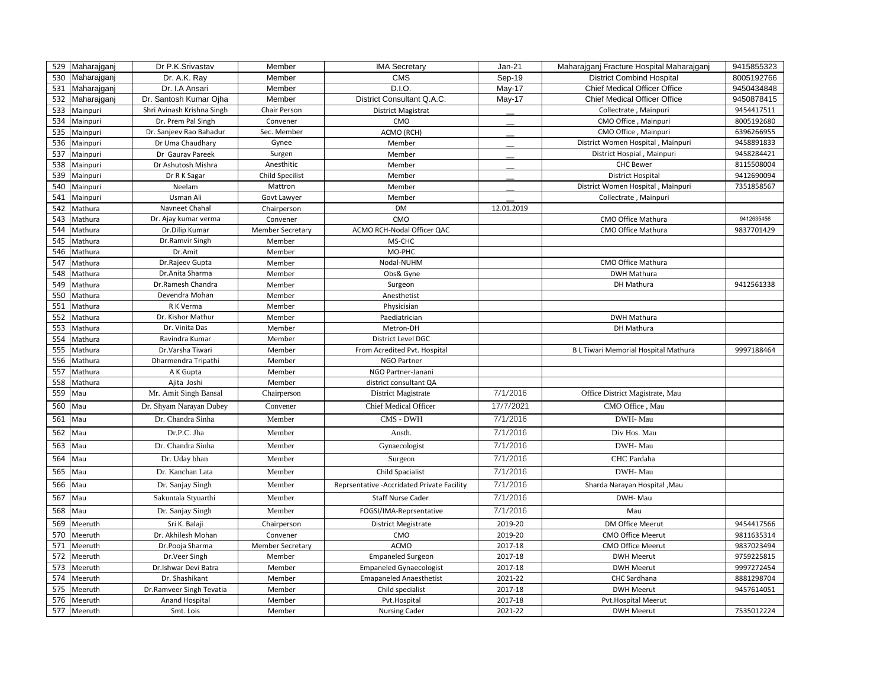| 529 | Maharajganj | Dr P.K.Srivastav | Member | IMA Secretary | Jan-21 | Maharajganj Fracture Hospital Maharajganj | 9415855323 |
|---|---|---|---|---|---|---|---|
| 530 | Maharajganj | Dr. A.K. Ray | Member | CMS | Sep-19 | District Combind Hospital | 8005192766 |
| 531 | Maharajganj | Dr. I.A Ansari | Member | D.I.O. | May-17 | Chief Medical Officer Office | 9450434848 |
| 532 | Maharajganj | Dr. Santosh Kumar Ojha | Member | District Consultant Q.A.C. | May-17 | Chief Medical Officer Office | 9450878415 |
| 533 | Mainpuri | Shri Avinash Krishna Singh | Chair Person | District Magistrat | __ | Collectrate , Mainpuri | 9454417511 |
| 534 | Mainpuri | Dr. Prem Pal Singh | Convener | CMO | __ | CMO Office , Mainpuri | 8005192680 |
| 535 | Mainpuri | Dr. Sanjeev Rao Bahadur | Sec. Member | ACMO (RCH) | __ | CMO Office , Mainpuri | 6396266955 |
| 536 | Mainpuri | Dr Uma Chaudhary | Gynee | Member | __ | District Women Hospital , Mainpuri | 9458891833 |
| 537 | Mainpuri | Dr Gaurav Pareek | Surgen | Member | __ | District Hospial , Mainpuri | 9458284421 |
| 538 | Mainpuri | Dr Ashutosh Mishra | Anesthitic | Member | __ | CHC Bewer | 8115508004 |
| 539 | Mainpuri | Dr R K Sagar | Child Specilist | Member | __ | District Hospital | 9412690094 |
| 540 | Mainpuri | Neelam | Mattron | Member | __ | District Women Hospital , Mainpuri | 7351858567 |
| 541 | Mainpuri | Usman Ali | Govt Lawyer | Member | __ | Collectrate , Mainpuri | |
| 542 | Mathura | Navneet Chahal | Chairperson | DM | 12.01.2019 | | |
| 543 | Mathura | Dr. Ajay kumar verma | Convener | CMO | | CMO Office Mathura | 9412635456 |
| 544 | Mathura | Dr.Dilip Kumar | Member Secretary | ACMO RCH-Nodal Officer QAC | | CMO Office Mathura | 9837701429 |
| 545 | Mathura | Dr.Ramvir Singh | Member | MS-CHC | | | |
| 546 | Mathura | Dr.Amit | Member | MO-PHC | | | |
| 547 | Mathura | Dr.Rajeev Gupta | Member | Nodal-NUHM | | CMO Office Mathura | |
| 548 | Mathura | Dr.Anita Sharma | Member | Obs& Gyne | | DWH Mathura | |
| 549 | Mathura | Dr.Ramesh Chandra | Member | Surgeon | | DH Mathura | 9412561338 |
| 550 | Mathura | Devendra Mohan | Member | Anesthetist | | | |
| 551 | Mathura | R K Verma | Member | Physicisian | | | |
| 552 | Mathura | Dr. Kishor Mathur | Member | Paediatrician | | DWH Mathura | |
| 553 | Mathura | Dr. Vinita Das | Member | Metron-DH | | DH Mathura | |
| 554 | Mathura | Ravindra Kumar | Member | District Level DGC | | | |
| 555 | Mathura | Dr.Varsha Tiwari | Member | From Acredited Pvt. Hospital | | B L Tiwari Memorial Hospital Mathura | 9997188464 |
| 556 | Mathura | Dharmendra Tripathi | Member | NGO Partner | | | |
| 557 | Mathura | A K Gupta | Member | NGO Partner-Janani | | | |
| 558 | Mathura | Ajita Joshi | Member | district consultant QA | | | |
| 559 | Mau | Mr. Amit Singh Bansal | Chairperson | District Magistrate | 7/1/2016 | Office District Magistrate, Mau | |
| 560 | Mau | Dr. Shyam Narayan Dubey | Convener | Chief Medical Officer | 17/7/2021 | CMO Office , Mau | |
| 561 | Mau | Dr. Chandra Sinha | Member | CMS - DWH | 7/1/2016 | DWH- Mau | |
| 562 | Mau | Dr.P.C. Jha | Member | Ansth. | 7/1/2016 | Div Hos. Mau | |
| 563 | Mau | Dr. Chandra Sinha | Member | Gynaecologist | 7/1/2016 | DWH- Mau | |
| 564 | Mau | Dr. Uday bhan | Member | Surgeon | 7/1/2016 | CHC Pardaha | |
| 565 | Mau | Dr. Kanchan Lata | Member | Child Spacialist | 7/1/2016 | DWH- Mau | |
| 566 | Mau | Dr. Sanjay Singh | Member | Reprsentative -Accridated Private Facility | 7/1/2016 | Sharda Narayan Hospital ,Mau | |
| 567 | Mau | Sakuntala Styuarthi | Member | Staff Nurse Cader | 7/1/2016 | DWH- Mau | |
| 568 | Mau | Dr. Sanjay Singh | Member | FOGSI/IMA-Reprsentative | 7/1/2016 | Mau | |
| 569 | Meeruth | Sri K. Balaji | Chairperson | District Megistrate | 2019-20 | DM Office Meerut | 9454417566 |
| 570 | Meeruth | Dr. Akhilesh Mohan | Convener | CMO | 2019-20 | CMO Office Meerut | 9811635314 |
| 571 | Meeruth | Dr.Pooja Sharma | Member Secretary | ACMO | 2017-18 | CMO Office Meerut | 9837023494 |
| 572 | Meeruth | Dr.Veer Singh | Member | Empaneled Surgeon | 2017-18 | DWH Meerut | 9759225815 |
| 573 | Meeruth | Dr.Ishwar Devi Batra | Member | Empaneled Gynaecologist | 2017-18 | DWH Meerut | 9997272454 |
| 574 | Meeruth | Dr. Shashikant | Member | Emapaneled Anaesthetist | 2021-22 | CHC Sardhana | 8881298704 |
| 575 | Meeruth | Dr.Ramveer Singh Tevatia | Member | Child specialist | 2017-18 | DWH Meerut | 9457614051 |
| 576 | Meeruth | Anand Hospital | Member | Pvt.Hospital | 2017-18 | Pvt.Hospital Meerut | |
| 577 | Meeruth | Smt. Lois | Member | Nursing Cader | 2021-22 | DWH Meerut | 7535012224 |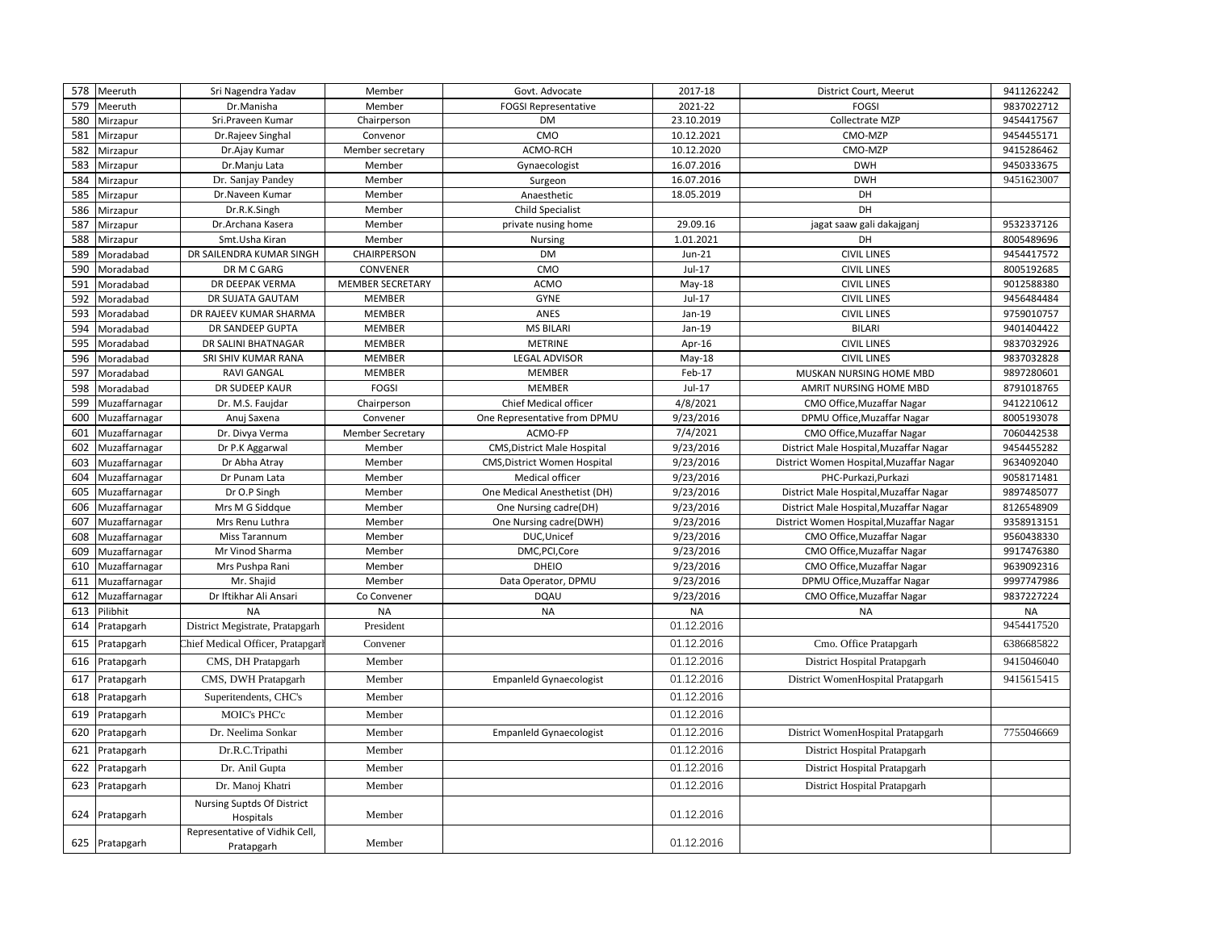| 578 | Meeruth | Sri Nagendra Yadav | Member | Govt. Advocate | 2017-18 | District Court, Meerut | 9411262242 |
|---|---|---|---|---|---|---|---|
| 579 | Meeruth | Dr.Manisha | Member | FOGSI Representative | 2021-22 | FOGSI | 9837022712 |
| 580 | Mirzapur | Sri.Praveen Kumar | Chairperson | DM | 23.10.2019 | Collectrate MZP | 9454417567 |
| 581 | Mirzapur | Dr.Rajeev Singhal | Convenor | CMO | 10.12.2021 | CMO-MZP | 9454455171 |
| 582 | Mirzapur | Dr.Ajay Kumar | Member secretary | ACMO-RCH | 10.12.2020 | CMO-MZP | 9415286462 |
| 583 | Mirzapur | Dr.Manju Lata | Member | Gynaecologist | 16.07.2016 | DWH | 9450333675 |
| 584 | Mirzapur | Dr. Sanjay Pandey | Member | Surgeon | 16.07.2016 | DWH | 9451623007 |
| 585 | Mirzapur | Dr.Naveen Kumar | Member | Anaesthetic | 18.05.2019 | DH | |
| 586 | Mirzapur | Dr.R.K.Singh | Member | Child Specialist | | DH | |
| 587 | Mirzapur | Dr.Archana Kasera | Member | private nusing home | 29.09.16 | jagat saaw gali dakajganj | 9532337126 |
| 588 | Mirzapur | Smt.Usha Kiran | Member | Nursing | 1.01.2021 | DH | 8005489696 |
| 589 | Moradabad | DR SAILENDRA KUMAR SINGH | CHAIRPERSON | DM | Jun-21 | CIVIL LINES | 9454417572 |
| 590 | Moradabad | DR M C GARG | CONVENER | CMO | Jul-17 | CIVIL LINES | 8005192685 |
| 591 | Moradabad | DR DEEPAK VERMA | MEMBER SECRETARY | ACMO | May-18 | CIVIL LINES | 9012588380 |
| 592 | Moradabad | DR SUJATA GAUTAM | MEMBER | GYNE | Jul-17 | CIVIL LINES | 9456484484 |
| 593 | Moradabad | DR RAJEEV KUMAR SHARMA | MEMBER | ANES | Jan-19 | CIVIL LINES | 9759010757 |
| 594 | Moradabad | DR SANDEEP GUPTA | MEMBER | MS BILARI | Jan-19 | BILARI | 9401404422 |
| 595 | Moradabad | DR SALINI BHATNAGAR | MEMBER | METRINE | Apr-16 | CIVIL LINES | 9837032926 |
| 596 | Moradabad | SRI SHIV KUMAR RANA | MEMBER | LEGAL ADVISOR | May-18 | CIVIL LINES | 9837032828 |
| 597 | Moradabad | RAVI GANGAL | MEMBER | MEMBER | Feb-17 | MUSKAN NURSING HOME MBD | 9897280601 |
| 598 | Moradabad | DR SUDEEP KAUR | FOGSI | MEMBER | Jul-17 | AMRIT NURSING HOME MBD | 8791018765 |
| 599 | Muzaffarnagar | Dr. M.S. Faujdar | Chairperson | Chief Medical officer | 4/8/2021 | CMO Office,Muzaffar Nagar | 9412210612 |
| 600 | Muzaffarnagar | Anuj Saxena | Convener | One Representative from DPMU | 9/23/2016 | DPMU Office,Muzaffar Nagar | 8005193078 |
| 601 | Muzaffarnagar | Dr. Divya Verma | Member Secretary | ACMO-FP | 7/4/2021 | CMO Office,Muzaffar Nagar | 7060442538 |
| 602 | Muzaffarnagar | Dr P.K Aggarwal | Member | CMS,District Male Hospital | 9/23/2016 | District Male Hospital,Muzaffar Nagar | 9454455282 |
| 603 | Muzaffarnagar | Dr Abha Atray | Member | CMS,District Women Hospital | 9/23/2016 | District Women Hospital,Muzaffar Nagar | 9634092040 |
| 604 | Muzaffarnagar | Dr Punam Lata | Member | Medical officer | 9/23/2016 | PHC-Purkazi,Purkazi | 9058171481 |
| 605 | Muzaffarnagar | Dr O.P Singh | Member | One Medical Anesthetist (DH) | 9/23/2016 | District Male Hospital,Muzaffar Nagar | 9897485077 |
| 606 | Muzaffarnagar | Mrs M G Siddque | Member | One Nursing cadre(DH) | 9/23/2016 | District Male Hospital,Muzaffar Nagar | 8126548909 |
| 607 | Muzaffarnagar | Mrs Renu Luthra | Member | One Nursing cadre(DWH) | 9/23/2016 | District Women Hospital,Muzaffar Nagar | 9358913151 |
| 608 | Muzaffarnagar | Miss Tarannum | Member | DUC,Unicef | 9/23/2016 | CMO Office,Muzaffar Nagar | 9560438330 |
| 609 | Muzaffarnagar | Mr Vinod Sharma | Member | DMC,PCI,Core | 9/23/2016 | CMO Office,Muzaffar Nagar | 9917476380 |
| 610 | Muzaffarnagar | Mrs Pushpa Rani | Member | DHEIO | 9/23/2016 | CMO Office,Muzaffar Nagar | 9639092316 |
| 611 | Muzaffarnagar | Mr. Shajid | Member | Data Operator, DPMU | 9/23/2016 | DPMU Office,Muzaffar Nagar | 9997747986 |
| 612 | Muzaffarnagar | Dr Iftikhar Ali Ansari | Co Convener | DQAU | 9/23/2016 | CMO Office,Muzaffar Nagar | 9837227224 |
| 613 | Pilibhit | NA | NA | NA | NA | NA | NA |
| 614 | Pratapgarh | District Megistrate, Pratapgarh | President | | 01.12.2016 | | 9454417520 |
| 615 | Pratapgarh | Chief Medical Officer, Pratapgarh | Convener | | 01.12.2016 | Cmo. Office Pratapgarh | 6386685822 |
| 616 | Pratapgarh | CMS, DH Pratapgarh | Member | | 01.12.2016 | District Hospital Pratapgarh | 9415046040 |
| 617 | Pratapgarh | CMS, DWH Pratapgarh | Member | Empanleld Gynaecologist | 01.12.2016 | District WomenHospital Pratapgarh | 9415615415 |
| 618 | Pratapgarh | Superitendents, CHC's | Member | | 01.12.2016 | | |
| 619 | Pratapgarh | MOIC's PHC'c | Member | | 01.12.2016 | | |
| 620 | Pratapgarh | Dr. Neelima Sonkar | Member | Empanleld Gynaecologist | 01.12.2016 | District WomenHospital Pratapgarh | 7755046669 |
| 621 | Pratapgarh | Dr.R.C.Tripathi | Member | | 01.12.2016 | District Hospital Pratapgarh | |
| 622 | Pratapgarh | Dr. Anil Gupta | Member | | 01.12.2016 | District Hospital Pratapgarh | |
| 623 | Pratapgarh | Dr. Manoj Khatri | Member | | 01.12.2016 | District Hospital Pratapgarh | |
| 624 | Pratapgarh | Nursing Suptds Of District Hospitals | Member | | 01.12.2016 | | |
| 625 | Pratapgarh | Representative of Vidhik Cell, Pratapgarh | Member | | 01.12.2016 | | |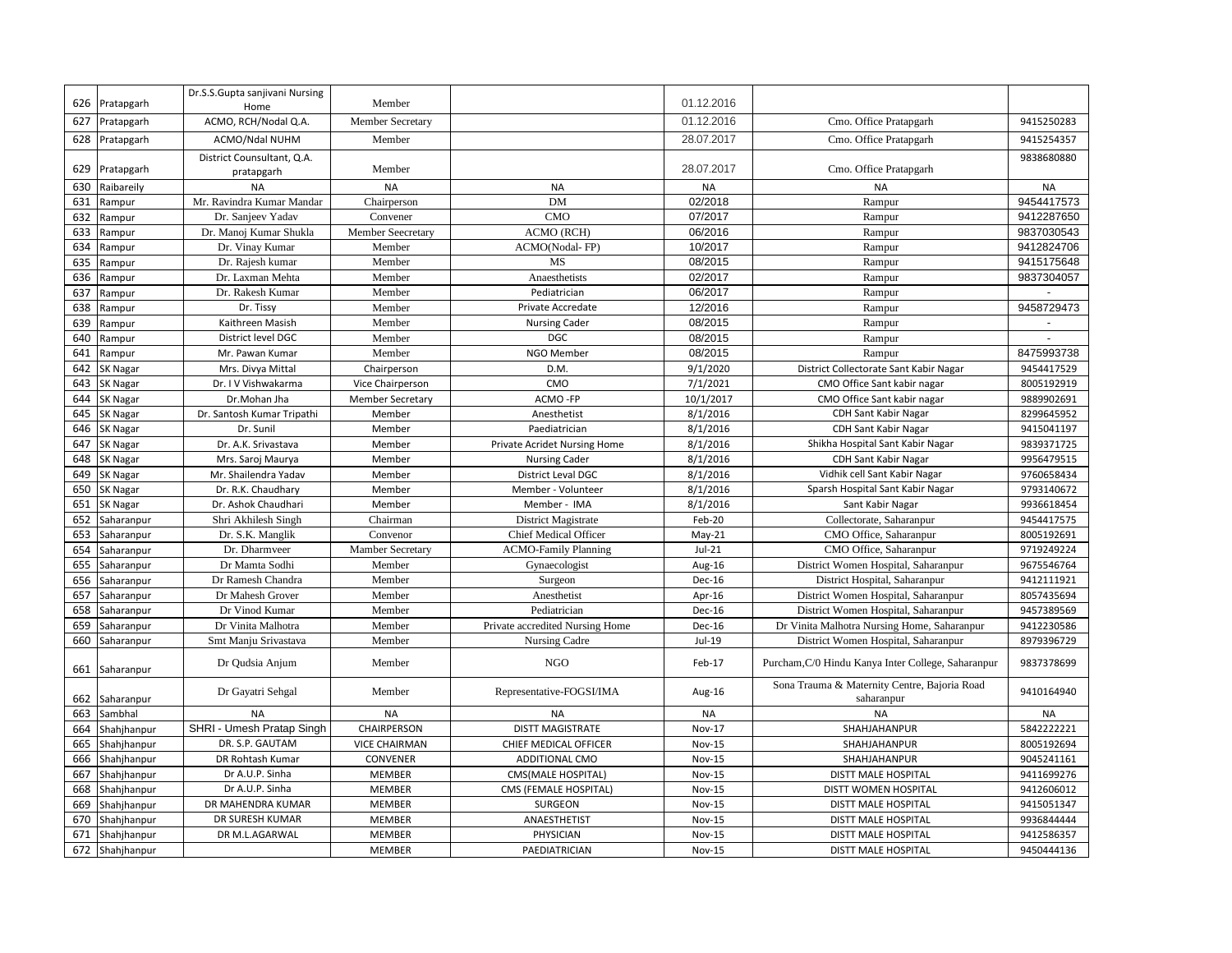| 626 | Pratapgarh | Dr.S.S.Gupta sanjivani Nursing Home | Member | | 01.12.2016 | | |
|---|---|---|---|---|---|---|---|
| 627 | Pratapgarh | ACMO, RCH/Nodal Q.A. | Member Secretary | | 01.12.2016 | Cmo. Office Pratapgarh | 9415250283 |
| 628 | Pratapgarh | ACMO/Ndal NUHM | Member | | 28.07.2017 | Cmo. Office Pratapgarh | 9415254357 |
| 629 | Pratapgarh | District Counsultant, Q.A. pratapgarh | Member | | 28.07.2017 | Cmo. Office Pratapgarh | 9838680880 |
| 630 | Raibareily | NA | NA | NA | NA | NA | NA |
| 631 | Rampur | Mr. Ravindra Kumar Mandar | Chairperson | DM | 02/2018 | Rampur | 9454417573 |
| 632 | Rampur | Dr. Sanjeev Yadav | Convener | CMO | 07/2017 | Rampur | 9412287650 |
| 633 | Rampur | Dr. Manoj Kumar Shukla | Member Seecretary | ACMO (RCH) | 06/2016 | Rampur | 9837030543 |
| 634 | Rampur | Dr. Vinay Kumar | Member | ACMO(Nodal- FP) | 10/2017 | Rampur | 9412824706 |
| 635 | Rampur | Dr. Rajesh kumar | Member | MS | 08/2015 | Rampur | 9415175648 |
| 636 | Rampur | Dr. Laxman Mehta | Member | Anaesthetists | 02/2017 | Rampur | 9837304057 |
| 637 | Rampur | Dr. Rakesh Kumar | Member | Pediatrician | 06/2017 | Rampur | - |
| 638 | Rampur | Dr. Tissy | Member | Private Accredate | 12/2016 | Rampur | 9458729473 |
| 639 | Rampur | Kaithreen Masish | Member | Nursing Cader | 08/2015 | Rampur | - |
| 640 | Rampur | District level DGC | Member | DGC | 08/2015 | Rampur | - |
| 641 | Rampur | Mr. Pawan Kumar | Member | NGO Member | 08/2015 | Rampur | 8475993738 |
| 642 | SK Nagar | Mrs. Divya Mittal | Chairperson | D.M. | 9/1/2020 | District Collectorate Sant Kabir Nagar | 9454417529 |
| 643 | SK Nagar | Dr. I V Vishwakarma | Vice Chairperson | CMO | 7/1/2021 | CMO Office Sant kabir nagar | 8005192919 |
| 644 | SK Nagar | Dr.Mohan Jha | Member Secretary | ACMO -FP | 10/1/2017 | CMO Office Sant kabir nagar | 9889902691 |
| 645 | SK Nagar | Dr. Santosh Kumar Tripathi | Member | Anesthetist | 8/1/2016 | CDH Sant Kabir Nagar | 8299645952 |
| 646 | SK Nagar | Dr. Sunil | Member | Paediatrician | 8/1/2016 | CDH Sant Kabir Nagar | 9415041197 |
| 647 | SK Nagar | Dr. A.K. Srivastava | Member | Private Acridet Nursing Home | 8/1/2016 | Shikha Hospital Sant Kabir Nagar | 9839371725 |
| 648 | SK Nagar | Mrs. Saroj Maurya | Member | Nursing Cader | 8/1/2016 | CDH Sant Kabir Nagar | 9956479515 |
| 649 | SK Nagar | Mr. Shailendra Yadav | Member | District Leval DGC | 8/1/2016 | Vidhik cell Sant Kabir Nagar | 9760658434 |
| 650 | SK Nagar | Dr. R.K. Chaudhary | Member | Member - Volunteer | 8/1/2016 | Sparsh Hospital Sant Kabir Nagar | 9793140672 |
| 651 | SK Nagar | Dr. Ashok Chaudhari | Member | Member - IMA | 8/1/2016 | Sant Kabir Nagar | 9936618454 |
| 652 | Saharanpur | Shri Akhilesh Singh | Chairman | District Magistrate | Feb-20 | Collectorate, Saharanpur | 9454417575 |
| 653 | Saharanpur | Dr. S.K. Manglik | Convenor | Chief Medical Officer | May-21 | CMO Office, Saharanpur | 8005192691 |
| 654 | Saharanpur | Dr. Dharmveer | Mamber Secretary | ACMO-Family Planning | Jul-21 | CMO Office, Saharanpur | 9719249224 |
| 655 | Saharanpur | Dr Mamta Sodhi | Member | Gynaecologist | Aug-16 | District Women Hospital, Saharanpur | 9675546764 |
| 656 | Saharanpur | Dr Ramesh Chandra | Member | Surgeon | Dec-16 | District Hospital, Saharanpur | 9412111921 |
| 657 | Saharanpur | Dr Mahesh Grover | Member | Anesthetist | Apr-16 | District Women Hospital, Saharanpur | 8057435694 |
| 658 | Saharanpur | Dr Vinod Kumar | Member | Pediatrician | Dec-16 | District Women Hospital, Saharanpur | 9457389569 |
| 659 | Saharanpur | Dr Vinita Malhotra | Member | Private accredited Nursing Home | Dec-16 | Dr Vinita Malhotra Nursing Home, Saharanpur | 9412230586 |
| 660 | Saharanpur | Smt Manju Srivastava | Member | Nursing Cadre | Jul-19 | District Women Hospital, Saharanpur | 8979396729 |
| 661 | Saharanpur | Dr Qudsia Anjum | Member | NGO | Feb-17 | Purcham,C/0 Hindu Kanya Inter College, Saharanpur | 9837378699 |
| 662 | Saharanpur | Dr Gayatri Sehgal | Member | Representative-FOGSI/IMA | Aug-16 | Sona Trauma & Maternity Centre, Bajoria Road saharanpur | 9410164940 |
| 663 | Sambhal | NA | NA | NA | NA | NA | NA |
| 664 | Shahjhanpur | SHRI - Umesh Pratap Singh | CHAIRPERSON | DISTT MAGISTRATE | Nov-17 | SHAHJAHANPUR | 5842222221 |
| 665 | Shahjhanpur | DR. S.P. GAUTAM | VICE CHAIRMAN | CHIEF MEDICAL OFFICER | Nov-15 | SHAHJAHANPUR | 8005192694 |
| 666 | Shahjhanpur | DR Rohtash Kumar | CONVENER | ADDITIONAL CMO | Nov-15 | SHAHJAHANPUR | 9045241161 |
| 667 | Shahjhanpur | Dr A.U.P. Sinha | MEMBER | CMS(MALE HOSPITAL) | Nov-15 | DISTT MALE HOSPITAL | 9411699276 |
| 668 | Shahjhanpur | Dr A.U.P. Sinha | MEMBER | CMS (FEMALE HOSPITAL) | Nov-15 | DISTT WOMEN HOSPITAL | 9412606012 |
| 669 | Shahjhanpur | DR MAHENDRA KUMAR | MEMBER | SURGEON | Nov-15 | DISTT MALE HOSPITAL | 9415051347 |
| 670 | Shahjhanpur | DR SURESH KUMAR | MEMBER | ANAESTHETIST | Nov-15 | DISTT MALE HOSPITAL | 9936844444 |
| 671 | Shahjhanpur | DR M.L.AGARWAL | MEMBER | PHYSICIAN | Nov-15 | DISTT MALE HOSPITAL | 9412586357 |
| 672 | Shahjhanpur | | MEMBER | PAEDIATRICIAN | Nov-15 | DISTT MALE HOSPITAL | 9450444136 |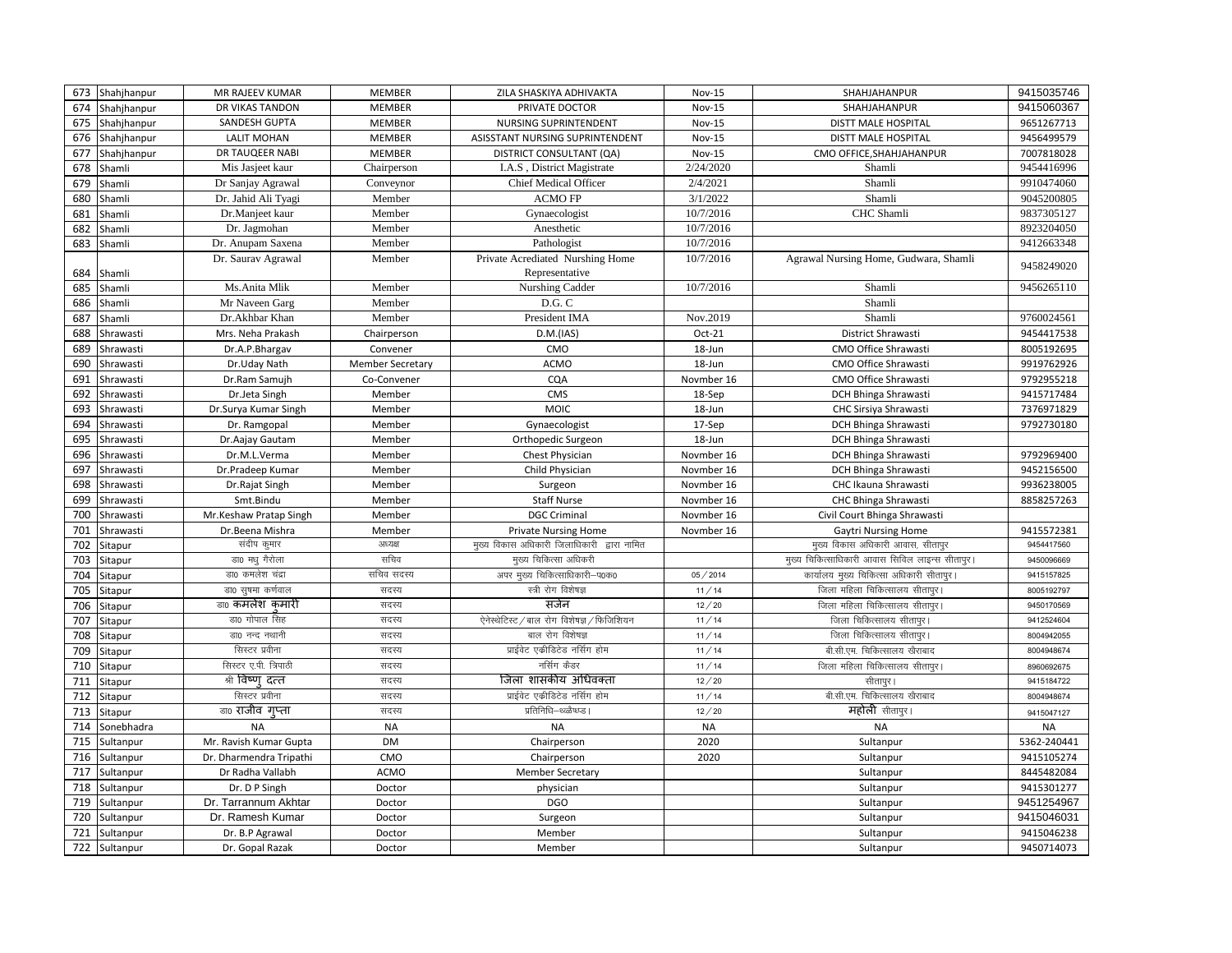| 673 | Shahjhanpur | MR RAJEEV KUMAR | MEMBER | ZILA SHASKIYA ADHIVAKTA | Nov-15 | SHAHJAHANPUR | 9415035746 |
|---|---|---|---|---|---|---|---|
| 674 | Shahjhanpur | DR VIKAS TANDON | MEMBER | PRIVATE DOCTOR | Nov-15 | SHAHJAHANPUR | 9415060367 |
| 675 | Shahjhanpur | SANDESH GUPTA | MEMBER | NURSING SUPRINTENDENT | Nov-15 | DISTT MALE HOSPITAL | 9651267713 |
| 676 | Shahjhanpur | LALIT MOHAN | MEMBER | ASISSTANT NURSING SUPRINTENDENT | Nov-15 | DISTT MALE HOSPITAL | 9456499579 |
| 677 | Shahjhanpur | DR TAUQEER NABI | MEMBER | DISTRICT CONSULTANT (QA) | Nov-15 | CMO OFFICE,SHAHJAHANPUR | 7007818028 |
| 678 | Shamli | Mis Jasjeet kaur | Chairperson | I.A.S , District Magistrate | 2/24/2020 | Shamli | 9454416996 |
| 679 | Shamli | Dr Sanjay Agrawal | Conveynor | Chief Medical Officer | 2/4/2021 | Shamli | 9910474060 |
| 680 | Shamli | Dr. Jahid Ali Tyagi | Member | ACMO FP | 3/1/2022 | Shamli | 9045200805 |
| 681 | Shamli | Dr.Manjeet kaur | Member | Gynaecologist | 10/7/2016 | CHC Shamli | 9837305127 |
| 682 | Shamli | Dr. Jagmohan | Member | Anesthetic | 10/7/2016 | | 8923204050 |
| 683 | Shamli | Dr. Anupam Saxena | Member | Pathologist | 10/7/2016 | | 9412663348 |
| 684 | Shamli | Dr. Saurav Agrawal | Member | Private Acrediated Nurshing Home Representative | 10/7/2016 | Agrawal Nursing Home, Gudwara, Shamli | 9458249020 |
| 685 | Shamli | Ms.Anita Mlik | Member | Nurshing Cadder | 10/7/2016 | Shamli | 9456265110 |
| 686 | Shamli | Mr Naveen Garg | Member | D.G. C | | Shamli | |
| 687 | Shamli | Dr.Akhbar Khan | Member | President IMA | Nov.2019 | Shamli | 9760024561 |
| 688 | Shrawasti | Mrs. Neha Prakash | Chairperson | D.M.(IAS) | Oct-21 | District Shrawasti | 9454417538 |
| 689 | Shrawasti | Dr.A.P.Bhargav | Convener | CMO | 18-Jun | CMO Office Shrawasti | 8005192695 |
| 690 | Shrawasti | Dr.Uday Nath | Member Secretary | ACMO | 18-Jun | CMO Office Shrawasti | 9919762926 |
| 691 | Shrawasti | Dr.Ram Samujh | Co-Convener | CQA | Novmber 16 | CMO Office Shrawasti | 9792955218 |
| 692 | Shrawasti | Dr.Jeta Singh | Member | CMS | 18-Sep | DCH Bhinga Shrawasti | 9415717484 |
| 693 | Shrawasti | Dr.Surya Kumar Singh | Member | MOIC | 18-Jun | CHC Sirsiya Shrawasti | 7376971829 |
| 694 | Shrawasti | Dr. Ramgopal | Member | Gynaecologist | 17-Sep | DCH Bhinga Shrawasti | 9792730180 |
| 695 | Shrawasti | Dr.Aajay Gautam | Member | Orthopedic Surgeon | 18-Jun | DCH Bhinga Shrawasti | |
| 696 | Shrawasti | Dr.M.L.Verma | Member | Chest Physician | Novmber 16 | DCH Bhinga Shrawasti | 9792969400 |
| 697 | Shrawasti | Dr.Pradeep Kumar | Member | Child Physician | Novmber 16 | DCH Bhinga Shrawasti | 9452156500 |
| 698 | Shrawasti | Dr.Rajat Singh | Member | Surgeon | Novmber 16 | CHC Ikauna Shrawasti | 9936238005 |
| 699 | Shrawasti | Smt.Bindu | Member | Staff Nurse | Novmber 16 | CHC Bhinga Shrawasti | 8858257263 |
| 700 | Shrawasti | Mr.Keshaw Pratap Singh | Member | DGC Criminal | Novmber 16 | Civil Court Bhinga Shrawasti | |
| 701 | Shrawasti | Dr.Beena Mishra | Member | Private Nursing Home | Novmber 16 | Gaytri Nursing Home | 9415572381 |
| 702 | Sitapur | संदीप कुमार | अध्यक्ष | मुख्य विकास अधिकारी जिलाधिकारी द्वारा नामित | | मुख्य विकास अधिकारी आवास, सीतापुर | 9454417560 |
| 703 | Sitapur | डा0 मधु गैरोला | सचिव | मुख्य चिकित्सा अधिकारी | | मुख्य चिकित्साधिकारी आवास सिविल लाइन्स सीतापुर। | 9450096669 |
| 704 | Sitapur | डा0 कमलेश चंद्रा | सचिव सदस्य | अपर मुख्य चिकित्साधिकारी–प0क0 | 05 / 2014 | कार्यालय मुख्य चिकित्सा अधिकारी सीतापुर। | 9415157825 |
| 705 | Sitapur | डा0 सुषमा कर्णवाल | सदस्य | स्त्री रोग विशेषज्ञ | 11 / 14 | जिला महिला चिकित्सालय सीतापुर। | 8005192797 |
| 706 | Sitapur | डा0 कमलेश कुमारी | सदस्य | सर्जन | 12 / 20 | जिला महिला चिकित्सालय सीतापुर। | 9450170569 |
| 707 | Sitapur | डा0 गोपाल सिंह | सदस्य | ऐनेस्थेटिस्ट / बाल रोग विशेषज्ञ / फिजिशियन | 11 / 14 | जिला चिकित्सालय सीतापुर। | 9412524604 |
| 708 | Sitapur | डा0 नन्द नथानी | सदस्य | बाल रोग विशेषज्ञ | 11 / 14 | जिला चिकित्सालय सीतापुर। | 8004942055 |
| 709 | Sitapur | सिस्टर प्रवीना | सदस्य | प्राईवेट एक्रीडिटेड नर्सिंग होम | 11 / 14 | बी.सी.एम. चिकित्सालय खैराबाद | 8004948674 |
| 710 | Sitapur | सिस्टर ए.पी. त्रिपाठी | सदस्य | नर्सिंग कैडर | 11 / 14 | जिला महिला चिकित्सालय सीतापुर। | 8960692675 |
| 711 | Sitapur | श्री विष्णु दत्त | सदस्य | जिला शासकीय अधिवक्ता | 12 / 20 | सीतापुर। | 9415184722 |
| 712 | Sitapur | सिस्टर प्रवीना | सदस्य | प्राईवेट एक्रीडिटेड नर्सिंग होम | 11 / 14 | बी.सी.एम. चिकित्सालय खैराबाद | 8004948674 |
| 713 | Sitapur | डा0 राजीव गुप्ता | सदस्य | प्रतिनिधि–थ्व्ळैध्ड। | 12 / 20 | महोली सीतापुर। | 9415047127 |
| 714 | Sonebhadra | NA | NA | NA | NA | NA | NA |
| 715 | Sultanpur | Mr. Ravish Kumar Gupta | DM | Chairperson | 2020 | Sultanpur | 5362-240441 |
| 716 | Sultanpur | Dr. Dharmendra Tripathi | CMO | Chairperson | 2020 | Sultanpur | 9415105274 |
| 717 | Sultanpur | Dr Radha Vallabh | ACMO | Member Secretary | | Sultanpur | 8445482084 |
| 718 | Sultanpur | Dr. D P Singh | Doctor | physician | | Sultanpur | 9415301277 |
| 719 | Sultanpur | Dr. Tarrannum Akhtar | Doctor | DGO | | Sultanpur | 9451254967 |
| 720 | Sultanpur | Dr. Ramesh Kumar | Doctor | Surgeon | | Sultanpur | 9415046031 |
| 721 | Sultanpur | Dr. B.P Agrawal | Doctor | Member | | Sultanpur | 9415046238 |
| 722 | Sultanpur | Dr. Gopal Razak | Doctor | Member | | Sultanpur | 9450714073 |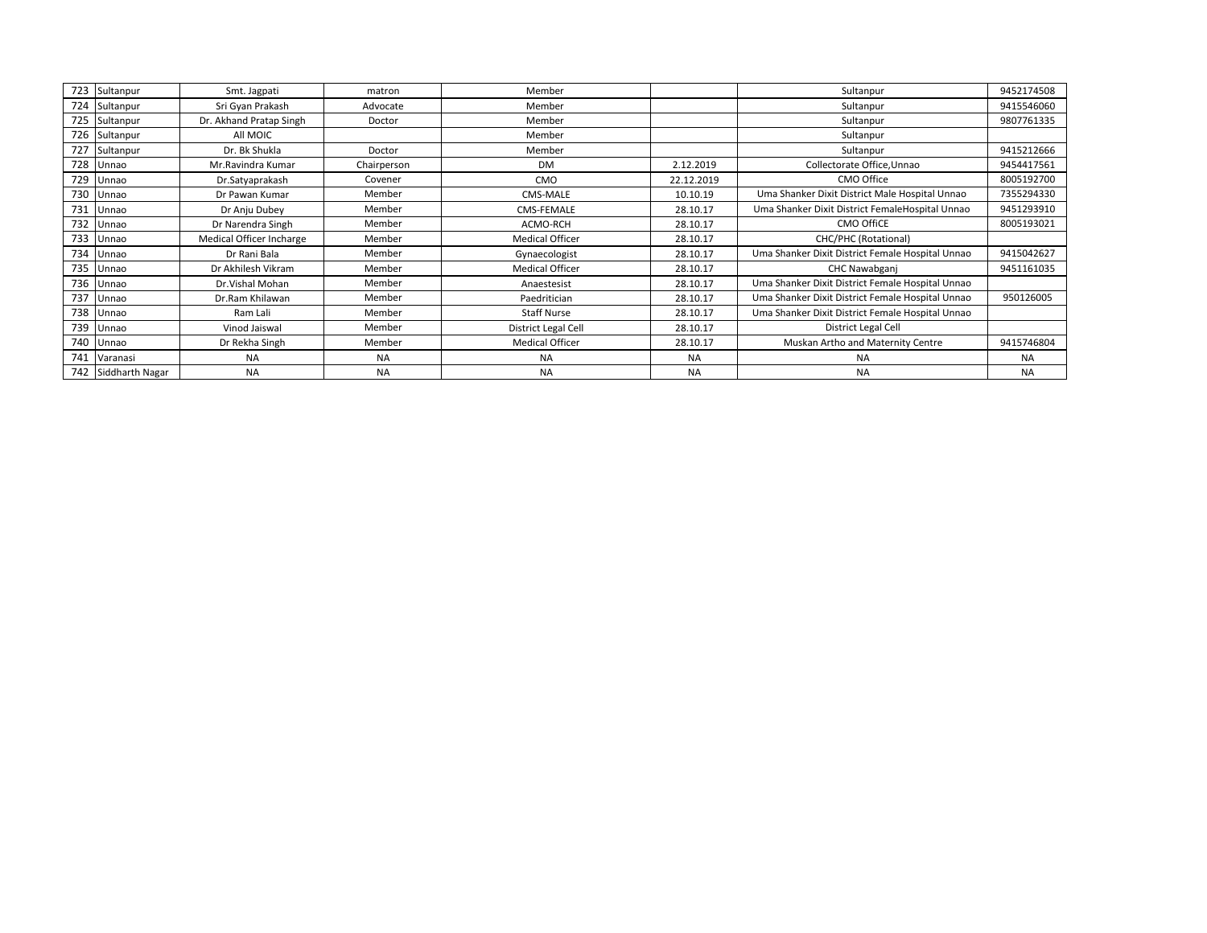| | | | | | | | | |
|---|---|---|---|---|---|---|---|---|
| 723 | Sultanpur | Smt. Jagpati | matron | Member | | Sultanpur | 9452174508 |
| 724 | Sultanpur | Sri Gyan Prakash | Advocate | Member | | Sultanpur | 9415546060 |
| 725 | Sultanpur | Dr. Akhand Pratap Singh | Doctor | Member | | Sultanpur | 9807761335 |
| 726 | Sultanpur | All MOIC | | Member | | Sultanpur | |
| 727 | Sultanpur | Dr. Bk Shukla | Doctor | Member | | Sultanpur | 9415212666 |
| 728 | Unnao | Mr.Ravindra Kumar | Chairperson | DM | 2.12.2019 | Collectorate Office,Unnao | 9454417561 |
| 729 | Unnao | Dr.Satyaprakash | Covener | CMO | 22.12.2019 | CMO Office | 8005192700 |
| 730 | Unnao | Dr Pawan Kumar | Member | CMS-MALE | 10.10.19 | Uma Shanker Dixit District Male Hospital Unnao | 7355294330 |
| 731 | Unnao | Dr Anju Dubey | Member | CMS-FEMALE | 28.10.17 | Uma Shanker Dixit District FemaleHospital Unnao | 9451293910 |
| 732 | Unnao | Dr Narendra Singh | Member | ACMO-RCH | 28.10.17 | CMO OffiCE | 8005193021 |
| 733 | Unnao | Medical Officer Incharge | Member | Medical Officer | 28.10.17 | CHC/PHC (Rotational) | |
| 734 | Unnao | Dr Rani Bala | Member | Gynaecologist | 28.10.17 | Uma Shanker Dixit District Female Hospital Unnao | 9415042627 |
| 735 | Unnao | Dr Akhilesh Vikram | Member | Medical Officer | 28.10.17 | CHC Nawabganj | 9451161035 |
| 736 | Unnao | Dr.Vishal Mohan | Member | Anaestesist | 28.10.17 | Uma Shanker Dixit District Female Hospital Unnao | |
| 737 | Unnao | Dr.Ram Khilawan | Member | Paedritician | 28.10.17 | Uma Shanker Dixit District Female Hospital Unnao | 950126005 |
| 738 | Unnao | Ram Lali | Member | Staff Nurse | 28.10.17 | Uma Shanker Dixit District Female Hospital Unnao | |
| 739 | Unnao | Vinod Jaiswal | Member | District Legal Cell | 28.10.17 | District Legal Cell | |
| 740 | Unnao | Dr Rekha Singh | Member | Medical Officer | 28.10.17 | Muskan Artho and Maternity Centre | 9415746804 |
| 741 | Varanasi | NA | NA | NA | NA | NA | NA |
| 742 | Siddharth Nagar | NA | NA | NA | NA | NA | NA |